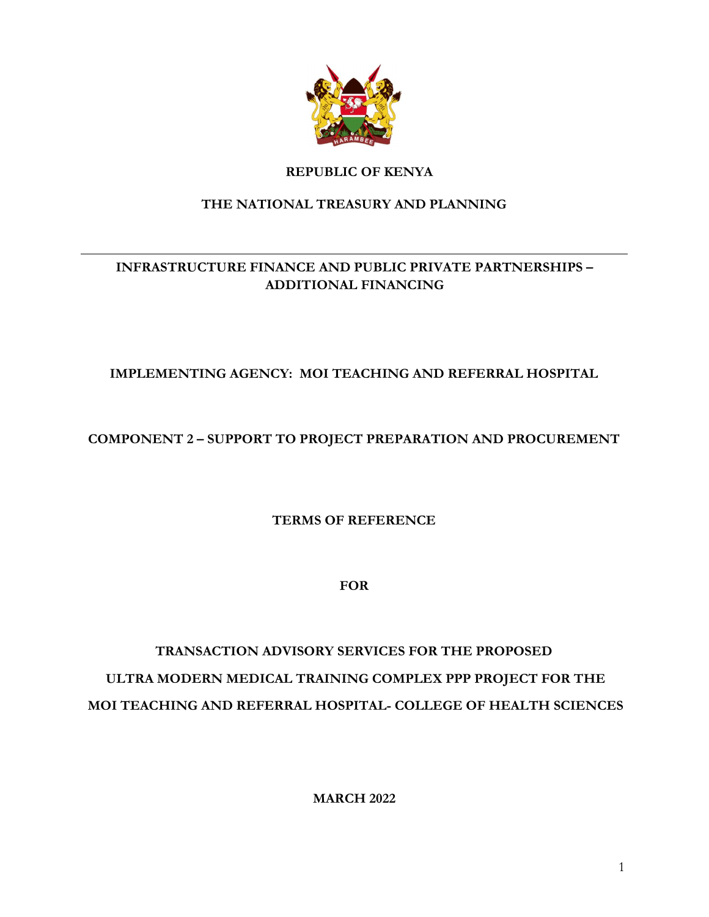**REPUBLIC OF KENYA**

**THE NATIONAL TREASURY AND PLANNING**

---

**INFRASTRUCTURE FINANCE AND PUBLIC PRIVATE PARTNERSHIPS – ADDITIONAL FINANCING**

**IMPLEMENTING AGENCY: MOI TEACHING AND REFERRAL HOSPITAL**

**COMPONENT 2 – SUPPORT TO PROJECT PREPARATION AND PROCUREMENT**

# TERMS OF REFERENCE

**FOR**

# TRANSACTION ADVISORY SERVICES FOR THE PROPOSED ULTRA MODERN MEDICAL TRAINING COMPLEX PPP PROJECT FOR THE MOI TEACHING AND REFERRAL HOSPITAL- COLLEGE OF HEALTH SCIENCES

**MARCH 2022**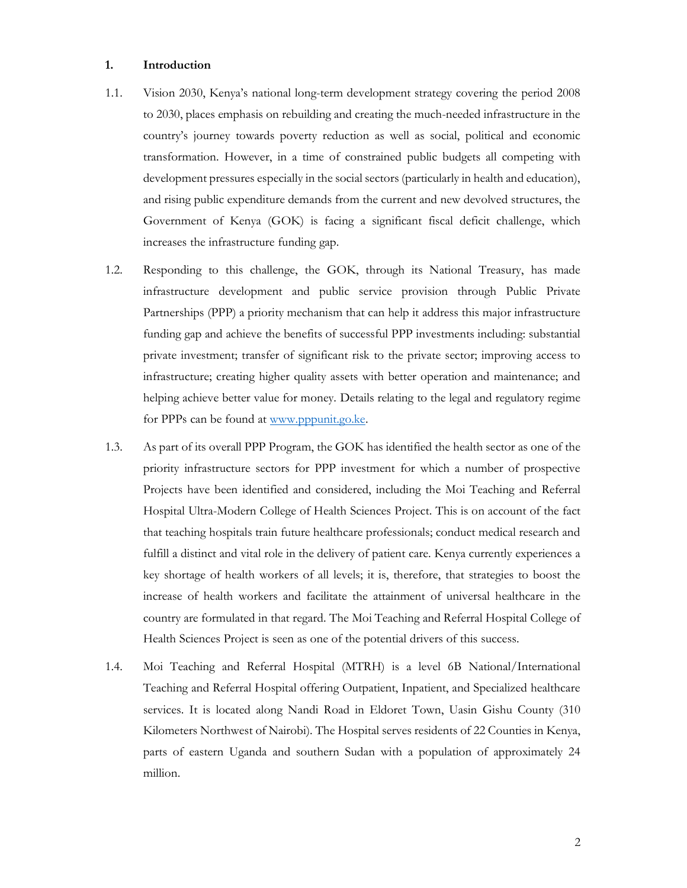## 1. Introduction

1.1. Vision 2030, Kenya's national long-term development strategy covering the period 2008 to 2030, places emphasis on rebuilding and creating the much-needed infrastructure in the country's journey towards poverty reduction as well as social, political and economic transformation. However, in a time of constrained public budgets all competing with development pressures especially in the social sectors (particularly in health and education), and rising public expenditure demands from the current and new devolved structures, the Government of Kenya (GOK) is facing a significant fiscal deficit challenge, which increases the infrastructure funding gap.

1.2. Responding to this challenge, the GOK, through its National Treasury, has made infrastructure development and public service provision through Public Private Partnerships (PPP) a priority mechanism that can help it address this major infrastructure funding gap and achieve the benefits of successful PPP investments including: substantial private investment; transfer of significant risk to the private sector; improving access to infrastructure; creating higher quality assets with better operation and maintenance; and helping achieve better value for money. Details relating to the legal and regulatory regime for PPPs can be found at [www.pppunit.go.ke](www.pppunit.go.ke).

1.3. As part of its overall PPP Program, the GOK has identified the health sector as one of the priority infrastructure sectors for PPP investment for which a number of prospective Projects have been identified and considered, including the Moi Teaching and Referral Hospital Ultra-Modern College of Health Sciences Project. This is on account of the fact that teaching hospitals train future healthcare professionals; conduct medical research and fulfill a distinct and vital role in the delivery of patient care. Kenya currently experiences a key shortage of health workers of all levels; it is, therefore, that strategies to boost the increase of health workers and facilitate the attainment of universal healthcare in the country are formulated in that regard. The Moi Teaching and Referral Hospital College of Health Sciences Project is seen as one of the potential drivers of this success.

1.4. Moi Teaching and Referral Hospital (MTRH) is a level 6B National/International Teaching and Referral Hospital offering Outpatient, Inpatient, and Specialized healthcare services. It is located along Nandi Road in Eldoret Town, Uasin Gishu County (310 Kilometers Northwest of Nairobi). The Hospital serves residents of 22 Counties in Kenya, parts of eastern Uganda and southern Sudan with a population of approximately 24 million.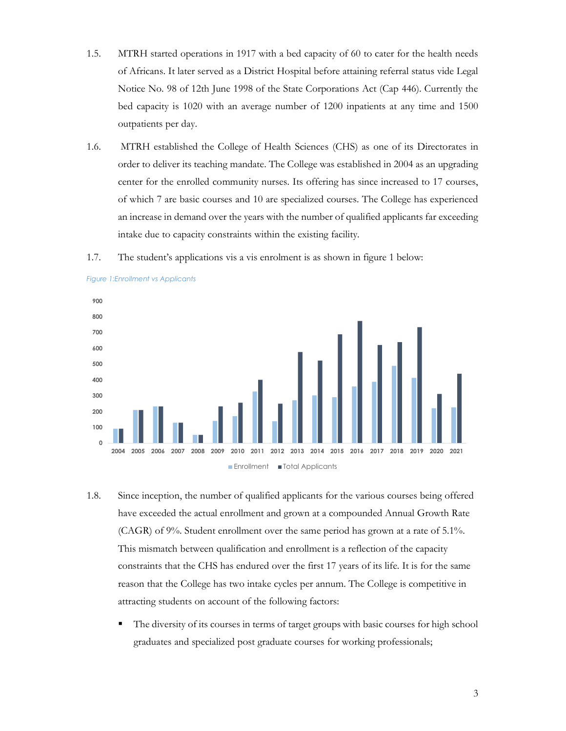1.5. MTRH started operations in 1917 with a bed capacity of 60 to cater for the health needs of Africans. It later served as a District Hospital before attaining referral status vide Legal Notice No. 98 of 12th June 1998 of the State Corporations Act (Cap 446). Currently the bed capacity is 1020 with an average number of 1200 inpatients at any time and 1500 outpatients per day.

1.6. MTRH established the College of Health Sciences (CHS) as one of its Directorates in order to deliver its teaching mandate. The College was established in 2004 as an upgrading center for the enrolled community nurses. Its offering has since increased to 17 courses, of which 7 are basic courses and 10 are specialized courses. The College has experienced an increase in demand over the years with the number of qualified applicants far exceeding intake due to capacity constraints within the existing facility.

1.7. The student's applications vis a vis enrolment is as shown in figure 1 below:

*Figure 1:Enrollment vs Applicants*

1.8. Since inception, the number of qualified applicants for the various courses being offered have exceeded the actual enrollment and grown at a compounded Annual Growth Rate (CAGR) of 9%. Student enrollment over the same period has grown at a rate of 5.1%. This mismatch between qualification and enrollment is a reflection of the capacity constraints that the CHS has endured over the first 17 years of its life. It is for the same reason that the College has two intake cycles per annum. The College is competitive in attracting students on account of the following factors:

- The diversity of its courses in terms of target groups with basic courses for high school graduates and specialized post graduate courses for working professionals;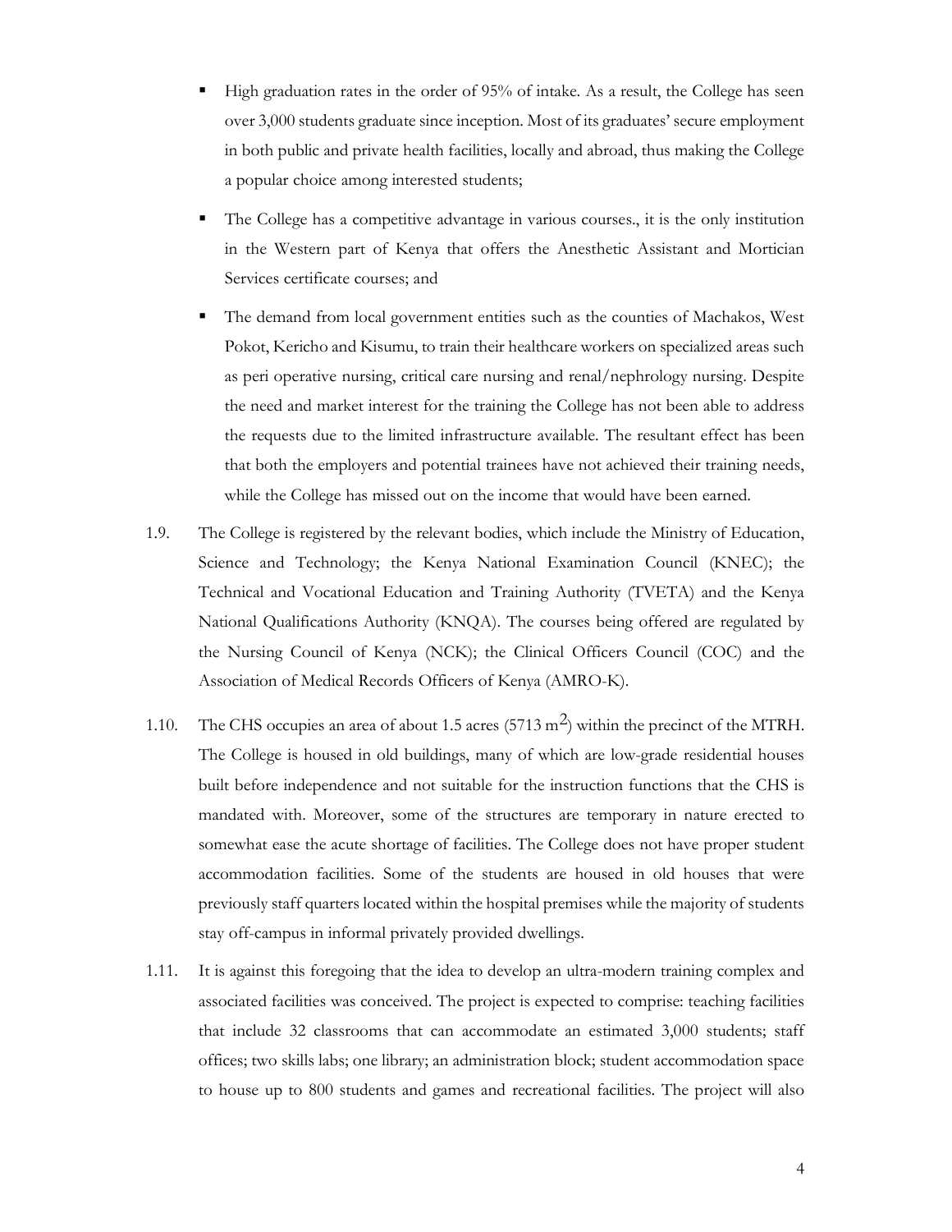- High graduation rates in the order of 95% of intake. As a result, the College has seen over 3,000 students graduate since inception. Most of its graduates' secure employment in both public and private health facilities, locally and abroad, thus making the College a popular choice among interested students;
- The College has a competitive advantage in various courses., it is the only institution in the Western part of Kenya that offers the Anesthetic Assistant and Mortician Services certificate courses; and
- The demand from local government entities such as the counties of Machakos, West Pokot, Kericho and Kisumu, to train their healthcare workers on specialized areas such as peri operative nursing, critical care nursing and renal/nephrology nursing. Despite the need and market interest for the training the College has not been able to address the requests due to the limited infrastructure available. The resultant effect has been that both the employers and potential trainees have not achieved their training needs, while the College has missed out on the income that would have been earned.

1.9. The College is registered by the relevant bodies, which include the Ministry of Education, Science and Technology; the Kenya National Examination Council (KNEC); the Technical and Vocational Education and Training Authority (TVETA) and the Kenya National Qualifications Authority (KNQA). The courses being offered are regulated by the Nursing Council of Kenya (NCK); the Clinical Officers Council (COC) and the Association of Medical Records Officers of Kenya (AMRO-K).

1.10. The CHS occupies an area of about 1.5 acres (5713 $m^2$) within the precinct of the MTRH. The College is housed in old buildings, many of which are low-grade residential houses built before independence and not suitable for the instruction functions that the CHS is mandated with. Moreover, some of the structures are temporary in nature erected to somewhat ease the acute shortage of facilities. The College does not have proper student accommodation facilities. Some of the students are housed in old houses that were previously staff quarters located within the hospital premises while the majority of students stay off-campus in informal privately provided dwellings.

1.11. It is against this foregoing that the idea to develop an ultra-modern training complex and associated facilities was conceived. The project is expected to comprise: teaching facilities that include 32 classrooms that can accommodate an estimated 3,000 students; staff offices; two skills labs; one library; an administration block; student accommodation space to house up to 800 students and games and recreational facilities. The project will also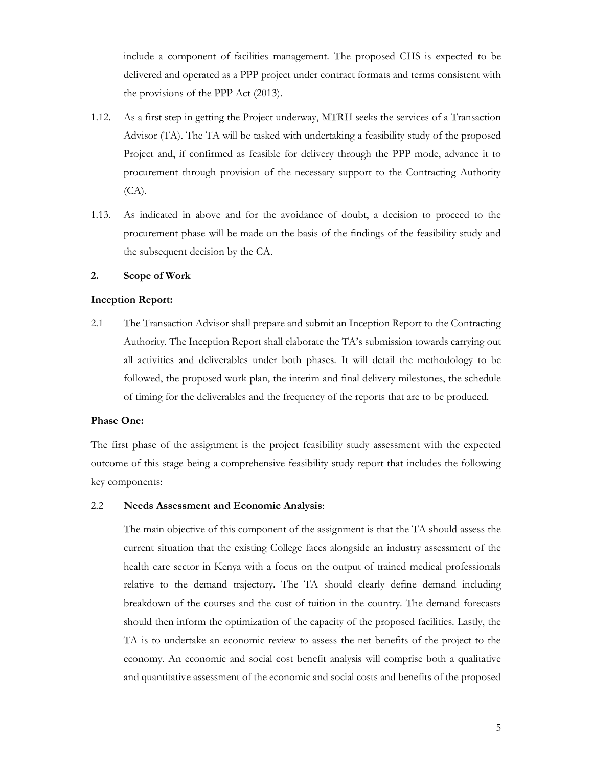include a component of facilities management. The proposed CHS is expected to be delivered and operated as a PPP project under contract formats and terms consistent with the provisions of the PPP Act (2013).

1.12. As a first step in getting the Project underway, MTRH seeks the services of a Transaction Advisor (TA). The TA will be tasked with undertaking a feasibility study of the proposed Project and, if confirmed as feasible for delivery through the PPP mode, advance it to procurement through provision of the necessary support to the Contracting Authority (CA).

1.13. As indicated in above and for the avoidance of doubt, a decision to proceed to the procurement phase will be made on the basis of the findings of the feasibility study and the subsequent decision by the CA.

## 2. Scope of Work

**Inception Report:**

2.1 The Transaction Advisor shall prepare and submit an Inception Report to the Contracting Authority. The Inception Report shall elaborate the TA's submission towards carrying out all activities and deliverables under both phases. It will detail the methodology to be followed, the proposed work plan, the interim and final delivery milestones, the schedule of timing for the deliverables and the frequency of the reports that are to be produced.

**Phase One:**

The first phase of the assignment is the project feasibility study assessment with the expected outcome of this stage being a comprehensive feasibility study report that includes the following key components:

2.2 **Needs Assessment and Economic Analysis**:

The main objective of this component of the assignment is that the TA should assess the current situation that the existing College faces alongside an industry assessment of the health care sector in Kenya with a focus on the output of trained medical professionals relative to the demand trajectory. The TA should clearly define demand including breakdown of the courses and the cost of tuition in the country. The demand forecasts should then inform the optimization of the capacity of the proposed facilities. Lastly, the TA is to undertake an economic review to assess the net benefits of the project to the economy. An economic and social cost benefit analysis will comprise both a qualitative and quantitative assessment of the economic and social costs and benefits of the proposed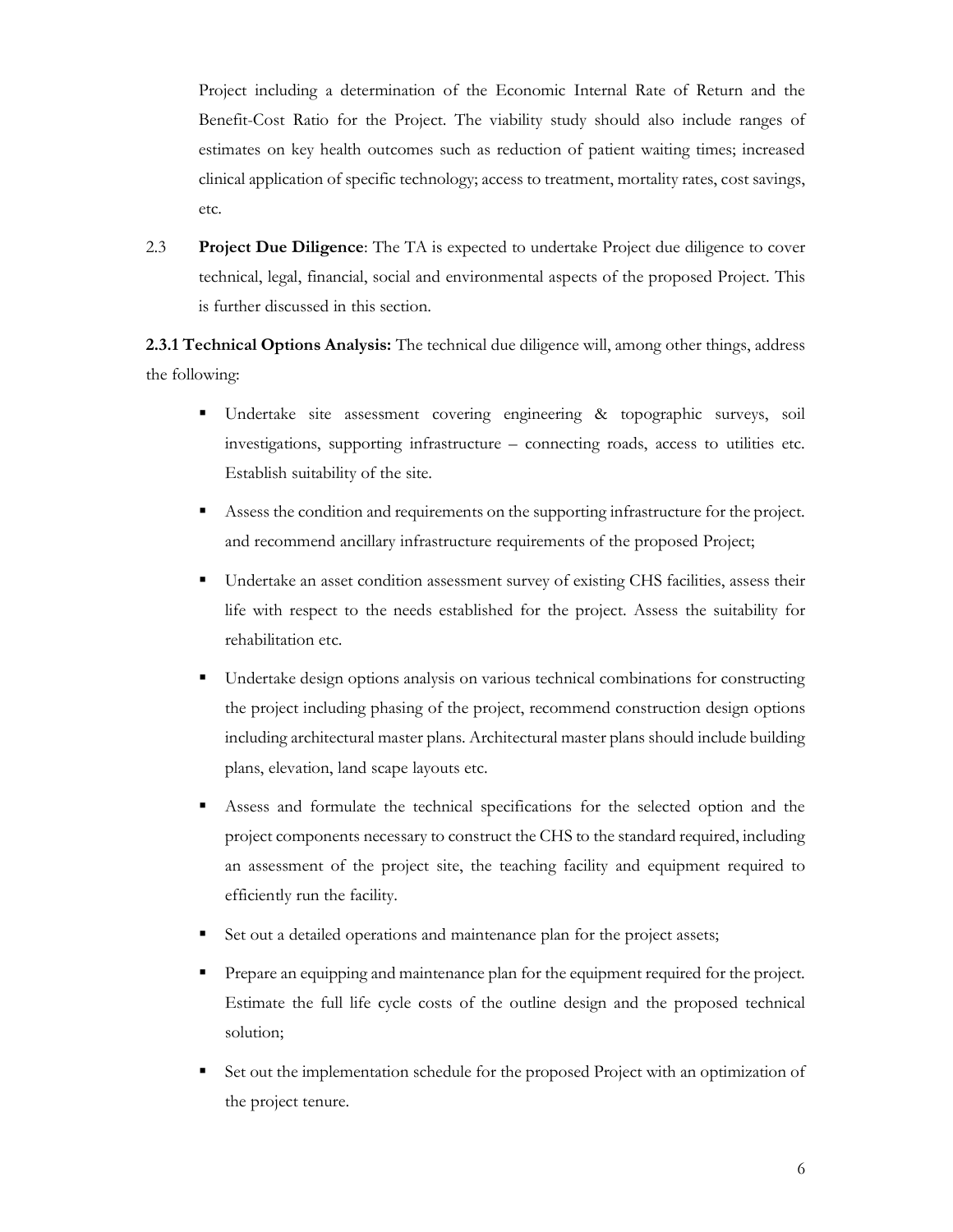Project including a determination of the Economic Internal Rate of Return and the Benefit-Cost Ratio for the Project. The viability study should also include ranges of estimates on key health outcomes such as reduction of patient waiting times; increased clinical application of specific technology; access to treatment, mortality rates, cost savings, etc.

2.3 **Project Due Diligence**: The TA is expected to undertake Project due diligence to cover technical, legal, financial, social and environmental aspects of the proposed Project. This is further discussed in this section.

**2.3.1 Technical Options Analysis:** The technical due diligence will, among other things, address the following:

- Undertake site assessment covering engineering & topographic surveys, soil investigations, supporting infrastructure – connecting roads, access to utilities etc. Establish suitability of the site.
- Assess the condition and requirements on the supporting infrastructure for the project. and recommend ancillary infrastructure requirements of the proposed Project;
- Undertake an asset condition assessment survey of existing CHS facilities, assess their life with respect to the needs established for the project. Assess the suitability for rehabilitation etc.
- Undertake design options analysis on various technical combinations for constructing the project including phasing of the project, recommend construction design options including architectural master plans. Architectural master plans should include building plans, elevation, land scape layouts etc.
- Assess and formulate the technical specifications for the selected option and the project components necessary to construct the CHS to the standard required, including an assessment of the project site, the teaching facility and equipment required to efficiently run the facility.
- Set out a detailed operations and maintenance plan for the project assets;
- Prepare an equipping and maintenance plan for the equipment required for the project. Estimate the full life cycle costs of the outline design and the proposed technical solution;
- Set out the implementation schedule for the proposed Project with an optimization of the project tenure.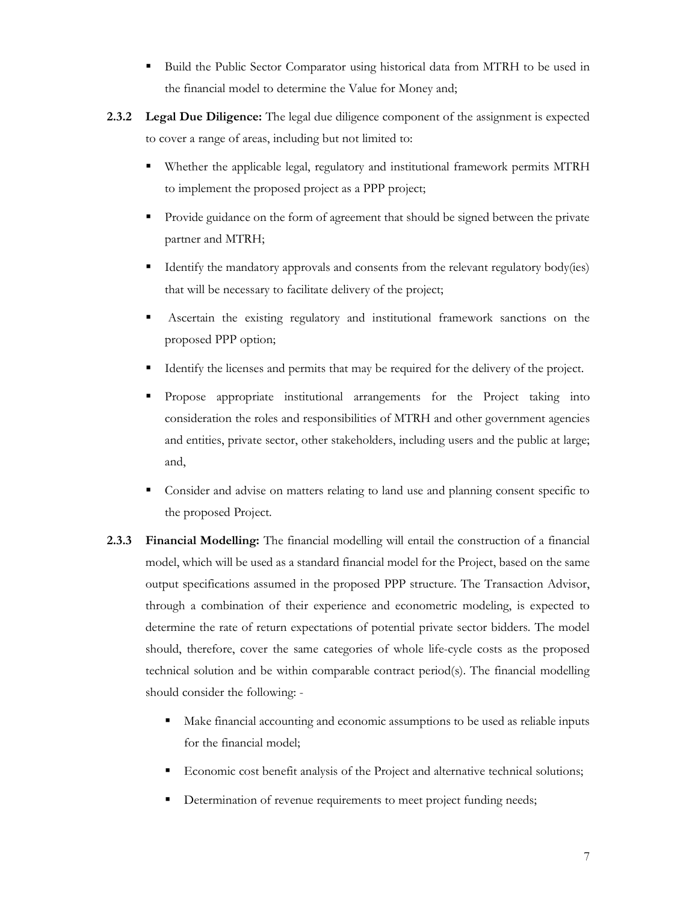- Build the Public Sector Comparator using historical data from MTRH to be used in the financial model to determine the Value for Money and;

**2.3.2 Legal Due Diligence:** The legal due diligence component of the assignment is expected to cover a range of areas, including but not limited to:

- Whether the applicable legal, regulatory and institutional framework permits MTRH to implement the proposed project as a PPP project;
- Provide guidance on the form of agreement that should be signed between the private partner and MTRH;
- Identify the mandatory approvals and consents from the relevant regulatory body(ies) that will be necessary to facilitate delivery of the project;
- Ascertain the existing regulatory and institutional framework sanctions on the proposed PPP option;
- Identify the licenses and permits that may be required for the delivery of the project.
- Propose appropriate institutional arrangements for the Project taking into consideration the roles and responsibilities of MTRH and other government agencies and entities, private sector, other stakeholders, including users and the public at large; and,
- Consider and advise on matters relating to land use and planning consent specific to the proposed Project.

**2.3.3 Financial Modelling:** The financial modelling will entail the construction of a financial model, which will be used as a standard financial model for the Project, based on the same output specifications assumed in the proposed PPP structure. The Transaction Advisor, through a combination of their experience and econometric modeling, is expected to determine the rate of return expectations of potential private sector bidders. The model should, therefore, cover the same categories of whole life-cycle costs as the proposed technical solution and be within comparable contract period(s). The financial modelling should consider the following: -

- Make financial accounting and economic assumptions to be used as reliable inputs for the financial model;
- Economic cost benefit analysis of the Project and alternative technical solutions;
- Determination of revenue requirements to meet project funding needs;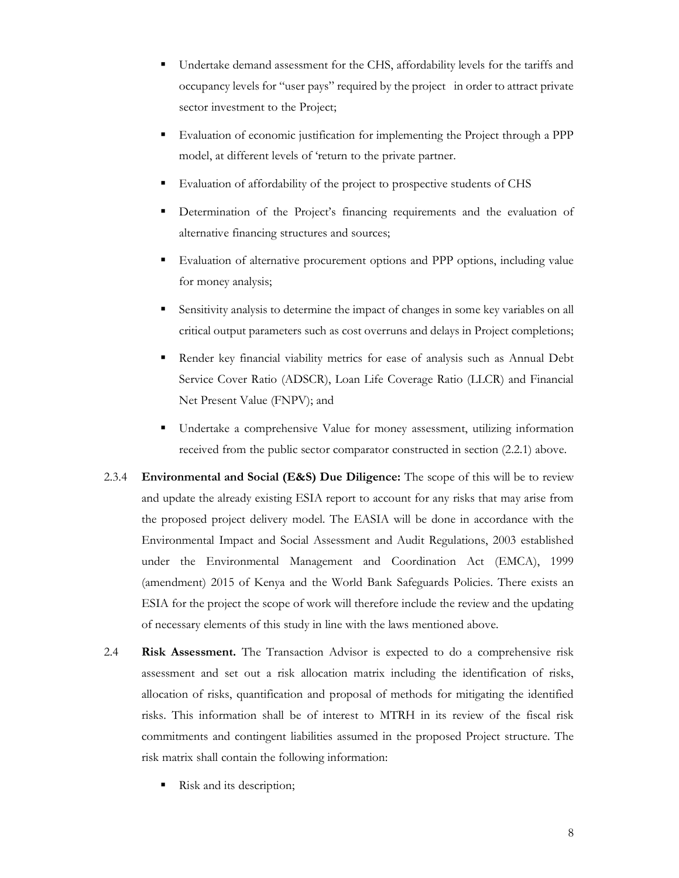- Undertake demand assessment for the CHS, affordability levels for the tariffs and occupancy levels for "user pays" required by the project in order to attract private sector investment to the Project;
- Evaluation of economic justification for implementing the Project through a PPP model, at different levels of 'return to the private partner.
- Evaluation of affordability of the project to prospective students of CHS
- Determination of the Project's financing requirements and the evaluation of alternative financing structures and sources;
- Evaluation of alternative procurement options and PPP options, including value for money analysis;
- Sensitivity analysis to determine the impact of changes in some key variables on all critical output parameters such as cost overruns and delays in Project completions;
- Render key financial viability metrics for ease of analysis such as Annual Debt Service Cover Ratio (ADSCR), Loan Life Coverage Ratio (LLCR) and Financial Net Present Value (FNPV); and
- Undertake a comprehensive Value for money assessment, utilizing information received from the public sector comparator constructed in section (2.2.1) above.

2.3.4 **Environmental and Social (E&S) Due Diligence:** The scope of this will be to review and update the already existing ESIA report to account for any risks that may arise from the proposed project delivery model. The EASIA will be done in accordance with the Environmental Impact and Social Assessment and Audit Regulations, 2003 established under the Environmental Management and Coordination Act (EMCA), 1999 (amendment) 2015 of Kenya and the World Bank Safeguards Policies. There exists an ESIA for the project the scope of work will therefore include the review and the updating of necessary elements of this study in line with the laws mentioned above.

2.4 **Risk Assessment.** The Transaction Advisor is expected to do a comprehensive risk assessment and set out a risk allocation matrix including the identification of risks, allocation of risks, quantification and proposal of methods for mitigating the identified risks. This information shall be of interest to MTRH in its review of the fiscal risk commitments and contingent liabilities assumed in the proposed Project structure. The risk matrix shall contain the following information:

- Risk and its description;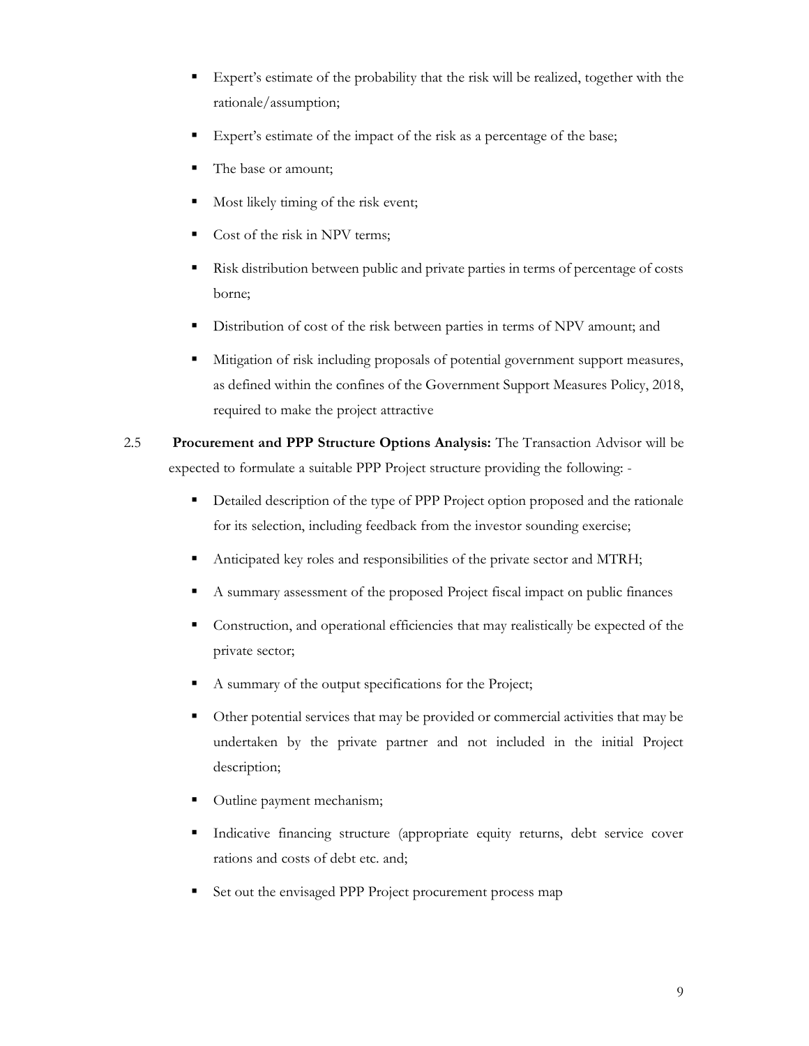- Expert's estimate of the probability that the risk will be realized, together with the rationale/assumption;
- Expert's estimate of the impact of the risk as a percentage of the base;
- The base or amount;
- Most likely timing of the risk event;
- Cost of the risk in NPV terms;
- Risk distribution between public and private parties in terms of percentage of costs borne;
- Distribution of cost of the risk between parties in terms of NPV amount; and
- Mitigation of risk including proposals of potential government support measures, as defined within the confines of the Government Support Measures Policy, 2018, required to make the project attractive

2.5 **Procurement and PPP Structure Options Analysis:** The Transaction Advisor will be expected to formulate a suitable PPP Project structure providing the following: -

- Detailed description of the type of PPP Project option proposed and the rationale for its selection, including feedback from the investor sounding exercise;
- Anticipated key roles and responsibilities of the private sector and MTRH;
- A summary assessment of the proposed Project fiscal impact on public finances
- Construction, and operational efficiencies that may realistically be expected of the private sector;
- A summary of the output specifications for the Project;
- Other potential services that may be provided or commercial activities that may be undertaken by the private partner and not included in the initial Project description;
- Outline payment mechanism;
- Indicative financing structure (appropriate equity returns, debt service cover rations and costs of debt etc. and;
- Set out the envisaged PPP Project procurement process map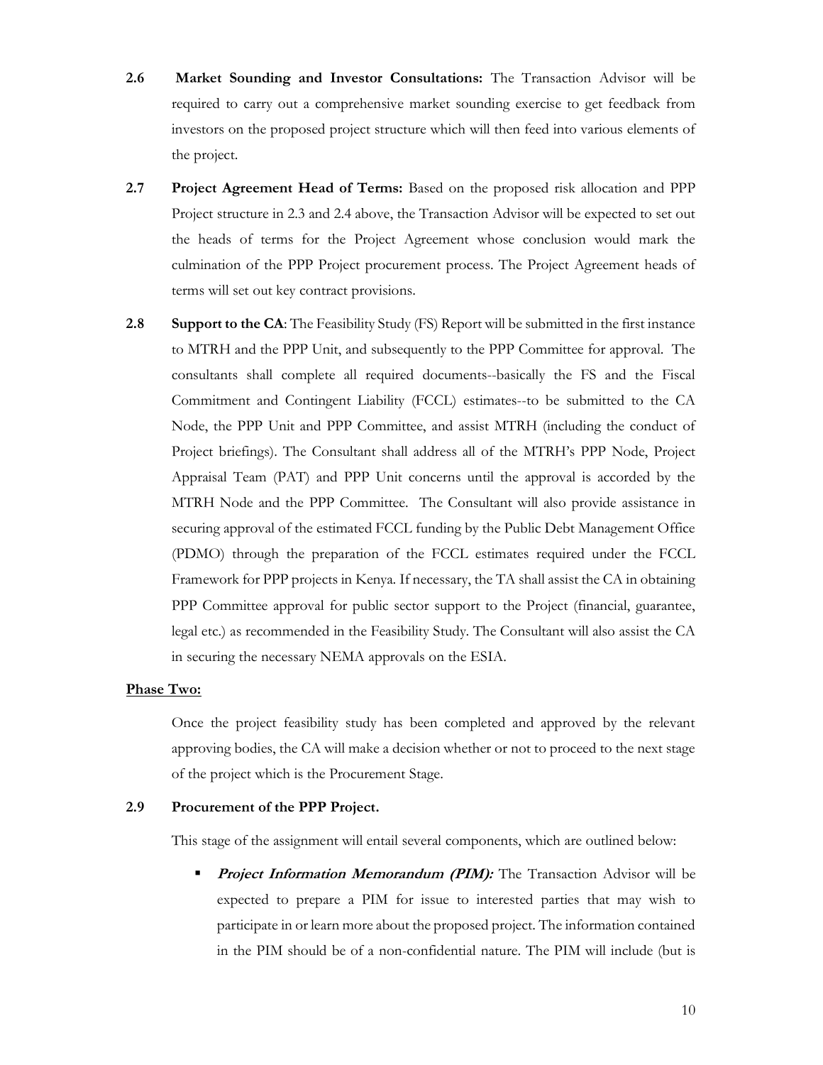**2.6 Market Sounding and Investor Consultations:** The Transaction Advisor will be required to carry out a comprehensive market sounding exercise to get feedback from investors on the proposed project structure which will then feed into various elements of the project.

**2.7 Project Agreement Head of Terms:** Based on the proposed risk allocation and PPP Project structure in 2.3 and 2.4 above, the Transaction Advisor will be expected to set out the heads of terms for the Project Agreement whose conclusion would mark the culmination of the PPP Project procurement process. The Project Agreement heads of terms will set out key contract provisions.

**2.8 Support to the CA**: The Feasibility Study (FS) Report will be submitted in the first instance to MTRH and the PPP Unit, and subsequently to the PPP Committee for approval. The consultants shall complete all required documents--basically the FS and the Fiscal Commitment and Contingent Liability (FCCL) estimates--to be submitted to the CA Node, the PPP Unit and PPP Committee, and assist MTRH (including the conduct of Project briefings). The Consultant shall address all of the MTRH's PPP Node, Project Appraisal Team (PAT) and PPP Unit concerns until the approval is accorded by the MTRH Node and the PPP Committee. The Consultant will also provide assistance in securing approval of the estimated FCCL funding by the Public Debt Management Office (PDMO) through the preparation of the FCCL estimates required under the FCCL Framework for PPP projects in Kenya. If necessary, the TA shall assist the CA in obtaining PPP Committee approval for public sector support to the Project (financial, guarantee, legal etc.) as recommended in the Feasibility Study. The Consultant will also assist the CA in securing the necessary NEMA approvals on the ESIA.

**Phase Two:**

Once the project feasibility study has been completed and approved by the relevant approving bodies, the CA will make a decision whether or not to proceed to the next stage of the project which is the Procurement Stage.

**2.9 Procurement of the PPP Project.**

This stage of the assignment will entail several components, which are outlined below:

- ***Project Information Memorandum (PIM):*** The Transaction Advisor will be expected to prepare a PIM for issue to interested parties that may wish to participate in or learn more about the proposed project. The information contained in the PIM should be of a non-confidential nature. The PIM will include (but is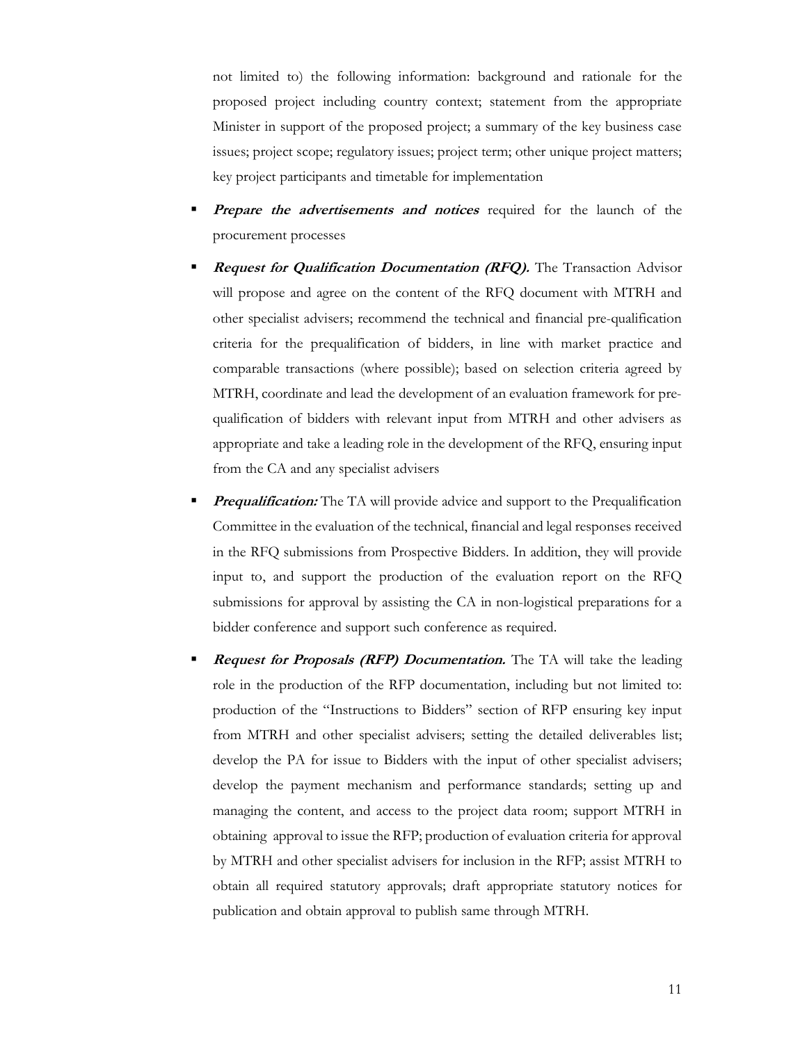not limited to) the following information: background and rationale for the proposed project including country context; statement from the appropriate Minister in support of the proposed project; a summary of the key business case issues; project scope; regulatory issues; project term; other unique project matters; key project participants and timetable for implementation

- ***Prepare the advertisements and notices*** required for the launch of the procurement processes
- ***Request for Qualification Documentation (RFQ).*** The Transaction Advisor will propose and agree on the content of the RFQ document with MTRH and other specialist advisers; recommend the technical and financial pre-qualification criteria for the prequalification of bidders, in line with market practice and comparable transactions (where possible); based on selection criteria agreed by MTRH, coordinate and lead the development of an evaluation framework for pre-qualification of bidders with relevant input from MTRH and other advisers as appropriate and take a leading role in the development of the RFQ, ensuring input from the CA and any specialist advisers
- ***Prequalification:*** The TA will provide advice and support to the Prequalification Committee in the evaluation of the technical, financial and legal responses received in the RFQ submissions from Prospective Bidders. In addition, they will provide input to, and support the production of the evaluation report on the RFQ submissions for approval by assisting the CA in non-logistical preparations for a bidder conference and support such conference as required.
- ***Request for Proposals (RFP) Documentation.*** The TA will take the leading role in the production of the RFP documentation, including but not limited to: production of the "Instructions to Bidders" section of RFP ensuring key input from MTRH and other specialist advisers; setting the detailed deliverables list; develop the PA for issue to Bidders with the input of other specialist advisers; develop the payment mechanism and performance standards; setting up and managing the content, and access to the project data room; support MTRH in obtaining approval to issue the RFP; production of evaluation criteria for approval by MTRH and other specialist advisers for inclusion in the RFP; assist MTRH to obtain all required statutory approvals; draft appropriate statutory notices for publication and obtain approval to publish same through MTRH.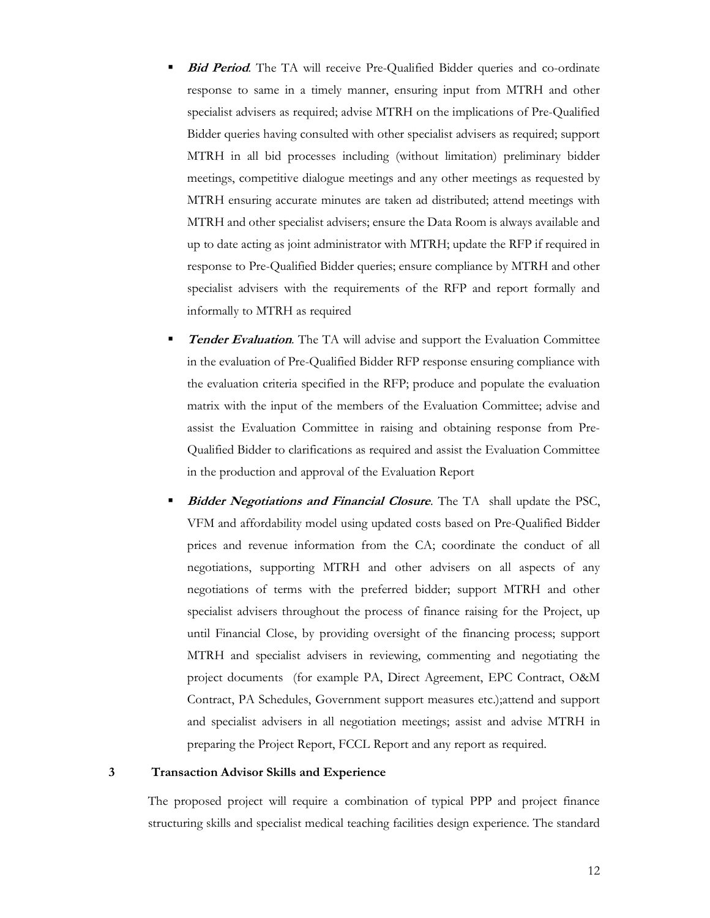- ***Bid Period***. The TA will receive Pre-Qualified Bidder queries and co-ordinate response to same in a timely manner, ensuring input from MTRH and other specialist advisers as required; advise MTRH on the implications of Pre-Qualified Bidder queries having consulted with other specialist advisers as required; support MTRH in all bid processes including (without limitation) preliminary bidder meetings, competitive dialogue meetings and any other meetings as requested by MTRH ensuring accurate minutes are taken ad distributed; attend meetings with MTRH and other specialist advisers; ensure the Data Room is always available and up to date acting as joint administrator with MTRH; update the RFP if required in response to Pre-Qualified Bidder queries; ensure compliance by MTRH and other specialist advisers with the requirements of the RFP and report formally and informally to MTRH as required
- ***Tender Evaluation***. The TA will advise and support the Evaluation Committee in the evaluation of Pre-Qualified Bidder RFP response ensuring compliance with the evaluation criteria specified in the RFP; produce and populate the evaluation matrix with the input of the members of the Evaluation Committee; advise and assist the Evaluation Committee in raising and obtaining response from Pre-Qualified Bidder to clarifications as required and assist the Evaluation Committee in the production and approval of the Evaluation Report
- ***Bidder Negotiations and Financial Closure***. The TA shall update the PSC, VFM and affordability model using updated costs based on Pre-Qualified Bidder prices and revenue information from the CA; coordinate the conduct of all negotiations, supporting MTRH and other advisers on all aspects of any negotiations of terms with the preferred bidder; support MTRH and other specialist advisers throughout the process of finance raising for the Project, up until Financial Close, by providing oversight of the financing process; support MTRH and specialist advisers in reviewing, commenting and negotiating the project documents (for example PA, Direct Agreement, EPC Contract, O&M Contract, PA Schedules, Government support measures etc.);attend and support and specialist advisers in all negotiation meetings; assist and advise MTRH in preparing the Project Report, FCCL Report and any report as required.

## 3 Transaction Advisor Skills and Experience

The proposed project will require a combination of typical PPP and project finance structuring skills and specialist medical teaching facilities design experience. The standard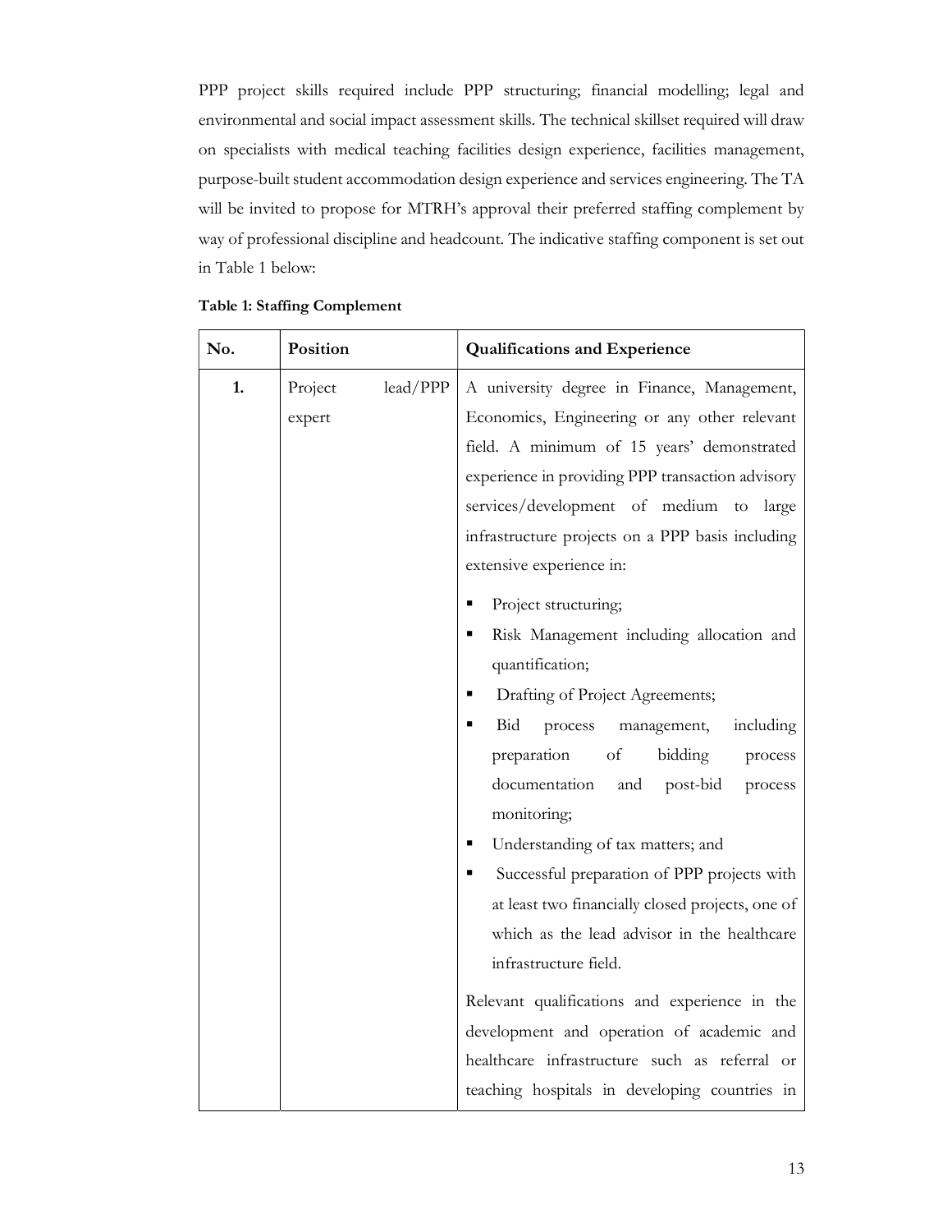PPP project skills required include PPP structuring; financial modelling; legal and environmental and social impact assessment skills. The technical skillset required will draw on specialists with medical teaching facilities design experience, facilities management, purpose-built student accommodation design experience and services engineering. The TA will be invited to propose for MTRH's approval their preferred staffing complement by way of professional discipline and headcount. The indicative staffing component is set out in Table 1 below:

**Table 1: Staffing Complement**

| No. | Position | Qualifications and Experience |
|---|---|---|
| **1.** | Project lead/PPP expert | A university degree in Finance, Management, Economics, Engineering or any other relevant field. A minimum of 15 years' demonstrated experience in providing PPP transaction advisory services/development of medium to large infrastructure projects on a PPP basis including extensive experience in:<br>▪ Project structuring;<br>▪ Risk Management including allocation and quantification;<br>▪ Drafting of Project Agreements;<br>▪ Bid process management, including preparation of bidding process documentation and post-bid process monitoring;<br>▪ Understanding of tax matters; and<br>▪ Successful preparation of PPP projects with at least two financially closed projects, one of which as the lead advisor in the healthcare infrastructure field.<br><br>Relevant qualifications and experience in the development and operation of academic and healthcare infrastructure such as referral or teaching hospitals in developing countries in |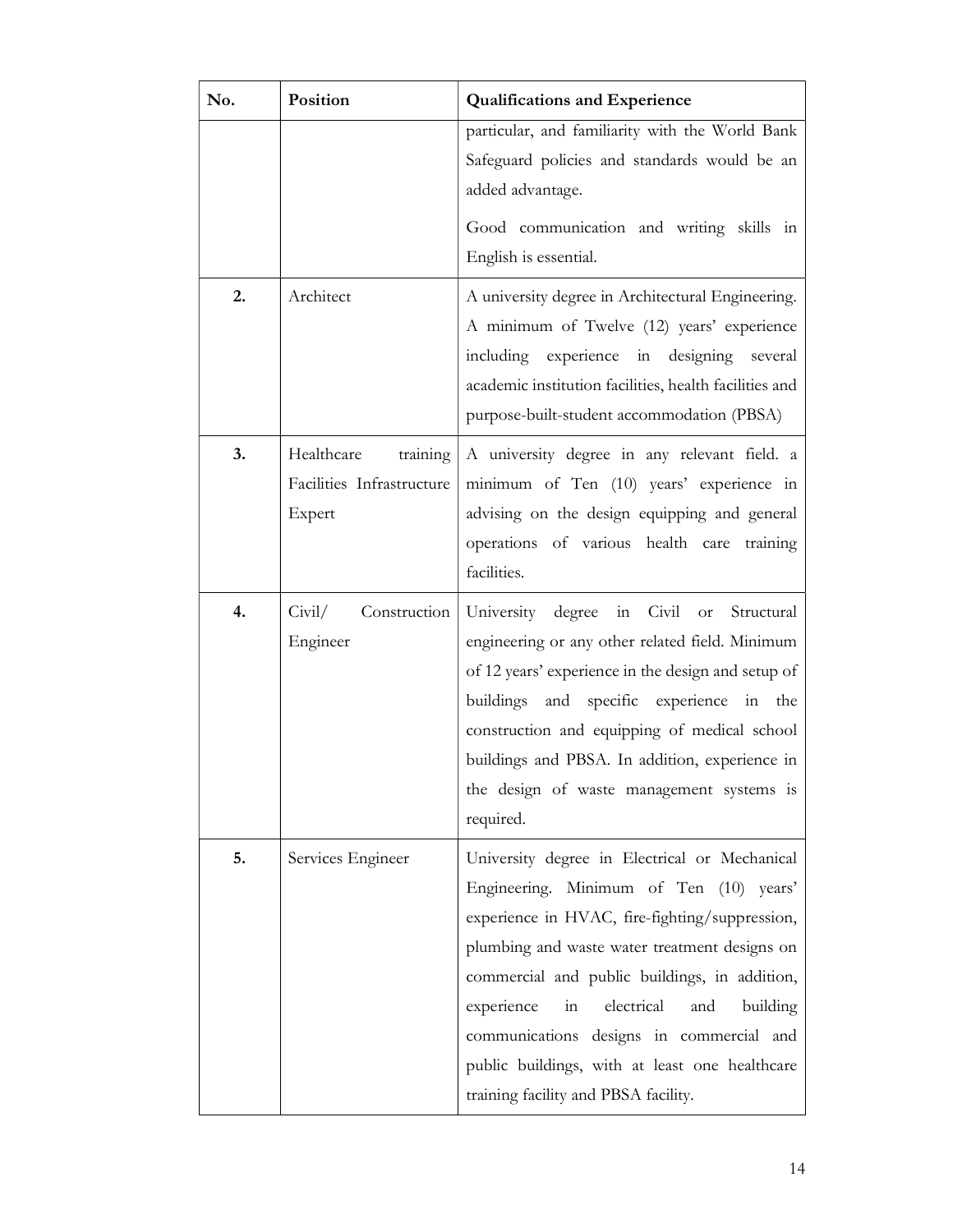| No. | Position | Qualifications and Experience |
|---|---|---|
| | | particular, and familiarity with the World Bank Safeguard policies and standards would be an added advantage.<br><br>Good communication and writing skills in English is essential. |
| **2.** | Architect | A university degree in Architectural Engineering. A minimum of Twelve (12) years' experience including experience in designing several academic institution facilities, health facilities and purpose-built-student accommodation (PBSA) |
| **3.** | Healthcare training Facilities Infrastructure Expert | A university degree in any relevant field. a minimum of Ten (10) years' experience in advising on the design equipping and general operations of various health care training facilities. |
| **4.** | Civil/ Construction Engineer | University degree in Civil or Structural engineering or any other related field. Minimum of 12 years' experience in the design and setup of buildings and specific experience in the construction and equipping of medical school buildings and PBSA. In addition, experience in the design of waste management systems is required. |
| **5.** | Services Engineer | University degree in Electrical or Mechanical Engineering. Minimum of Ten (10) years' experience in HVAC, fire-fighting/suppression, plumbing and waste water treatment designs on commercial and public buildings, in addition, experience in electrical and building communications designs in commercial and public buildings, with at least one healthcare training facility and PBSA facility. |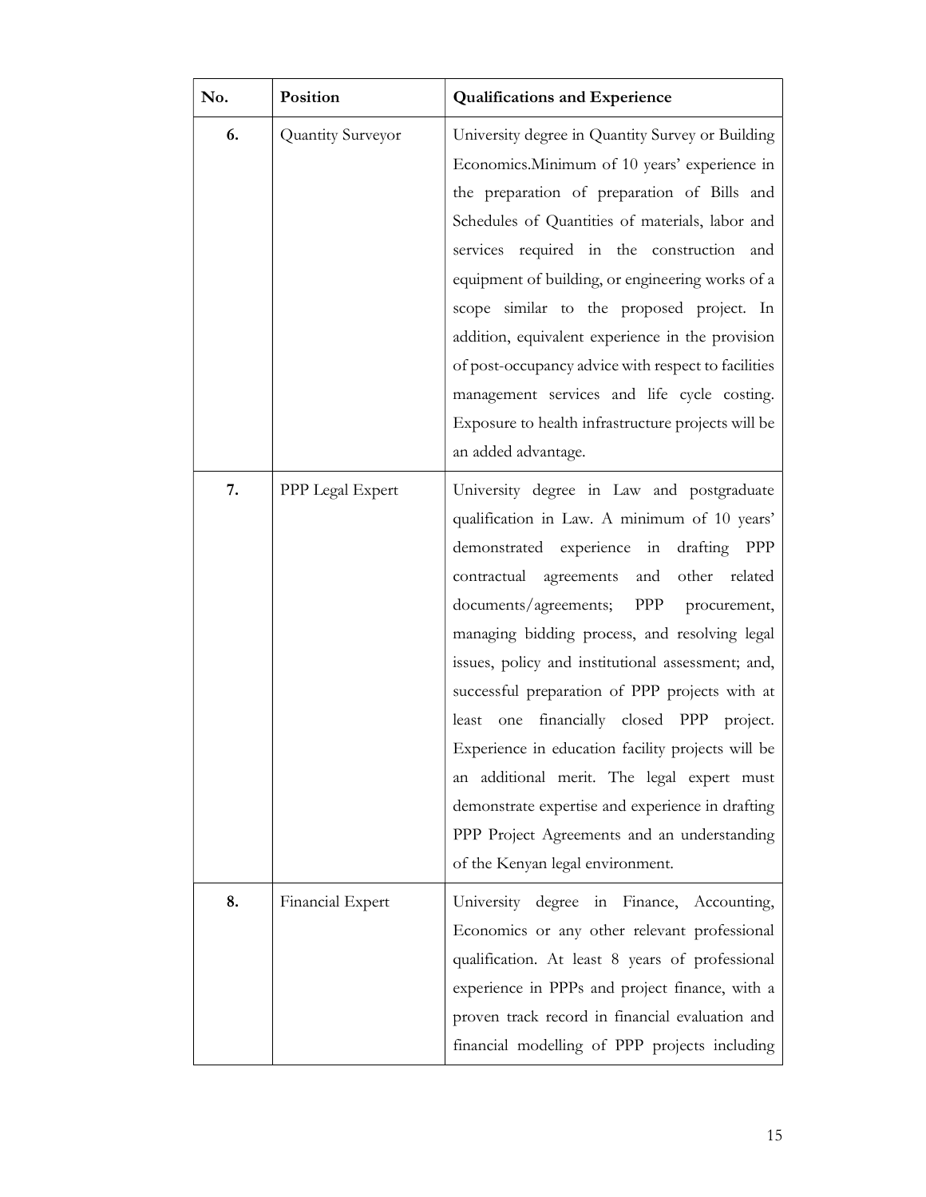| No. | Position | Qualifications and Experience |
|---|---|---|
| **6.** | Quantity Surveyor | University degree in Quantity Survey or Building Economics.Minimum of 10 years' experience in the preparation of preparation of Bills and Schedules of Quantities of materials, labor and services required in the construction and equipment of building, or engineering works of a scope similar to the proposed project. In addition, equivalent experience in the provision of post-occupancy advice with respect to facilities management services and life cycle costing. Exposure to health infrastructure projects will be an added advantage. |
| **7.** | PPP Legal Expert | University degree in Law and postgraduate qualification in Law. A minimum of 10 years' demonstrated experience in drafting PPP contractual agreements and other related documents/agreements; PPP procurement, managing bidding process, and resolving legal issues, policy and institutional assessment; and, successful preparation of PPP projects with at least one financially closed PPP project. Experience in education facility projects will be an additional merit. The legal expert must demonstrate expertise and experience in drafting PPP Project Agreements and an understanding of the Kenyan legal environment. |
| **8.** | Financial Expert | University degree in Finance, Accounting, Economics or any other relevant professional qualification. At least 8 years of professional experience in PPPs and project finance, with a proven track record in financial evaluation and financial modelling of PPP projects including |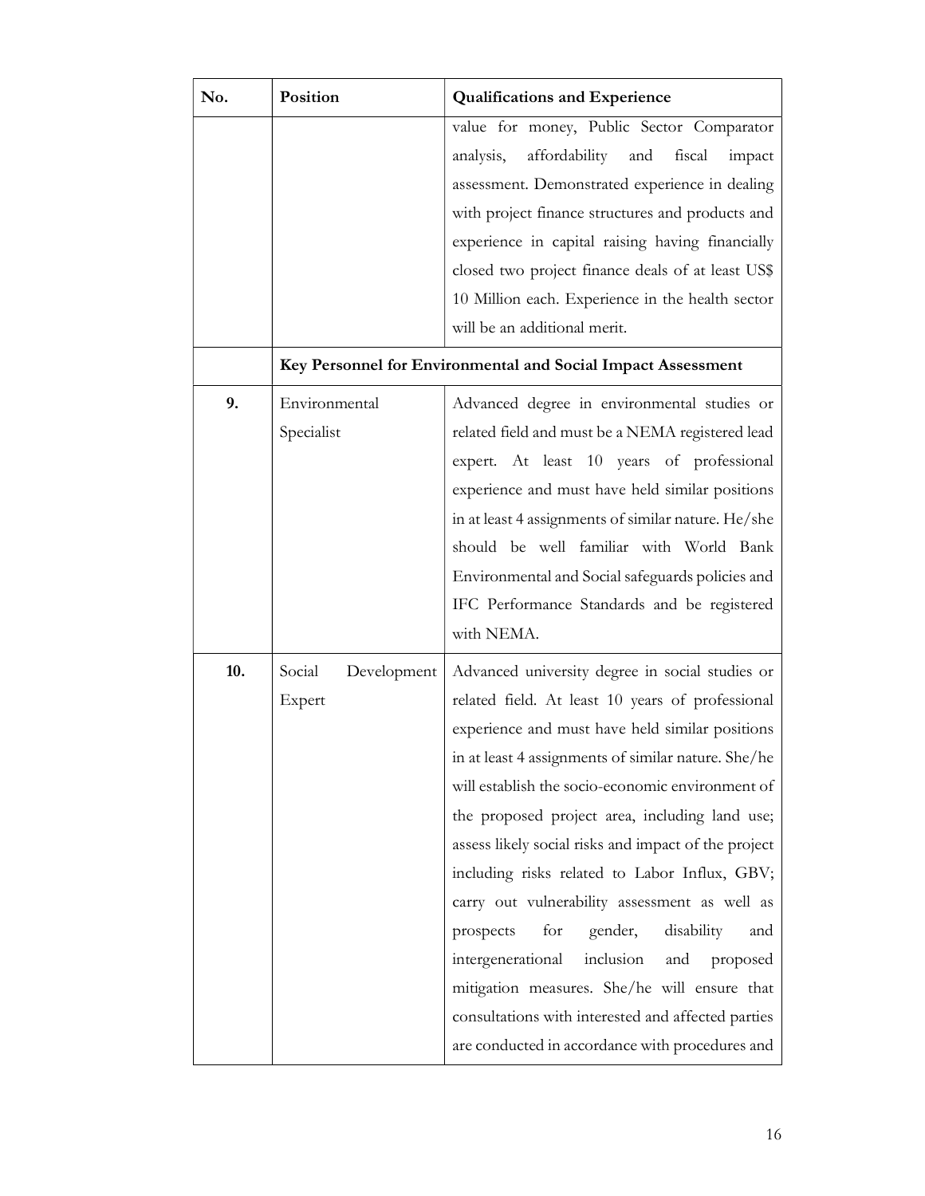| No. | Position | Qualifications and Experience |
|---|---|---|
| | | value for money, Public Sector Comparator analysis, affordability and fiscal impact assessment. Demonstrated experience in dealing with project finance structures and products and experience in capital raising having financially closed two project finance deals of at least US$ 10 Million each. Experience in the health sector will be an additional merit. |
| | **Key Personnel for Environmental and Social Impact Assessment** | |
| **9.** | Environmental Specialist | Advanced degree in environmental studies or related field and must be a NEMA registered lead expert. At least 10 years of professional experience and must have held similar positions in at least 4 assignments of similar nature. He/she should be well familiar with World Bank Environmental and Social safeguards policies and IFC Performance Standards and be registered with NEMA. |
| **10.** | Social Development Expert | Advanced university degree in social studies or related field. At least 10 years of professional experience and must have held similar positions in at least 4 assignments of similar nature. She/he will establish the socio-economic environment of the proposed project area, including land use; assess likely social risks and impact of the project including risks related to Labor Influx, GBV; carry out vulnerability assessment as well as prospects for gender, disability and intergenerational inclusion and proposed mitigation measures. She/he will ensure that consultations with interested and affected parties are conducted in accordance with procedures and |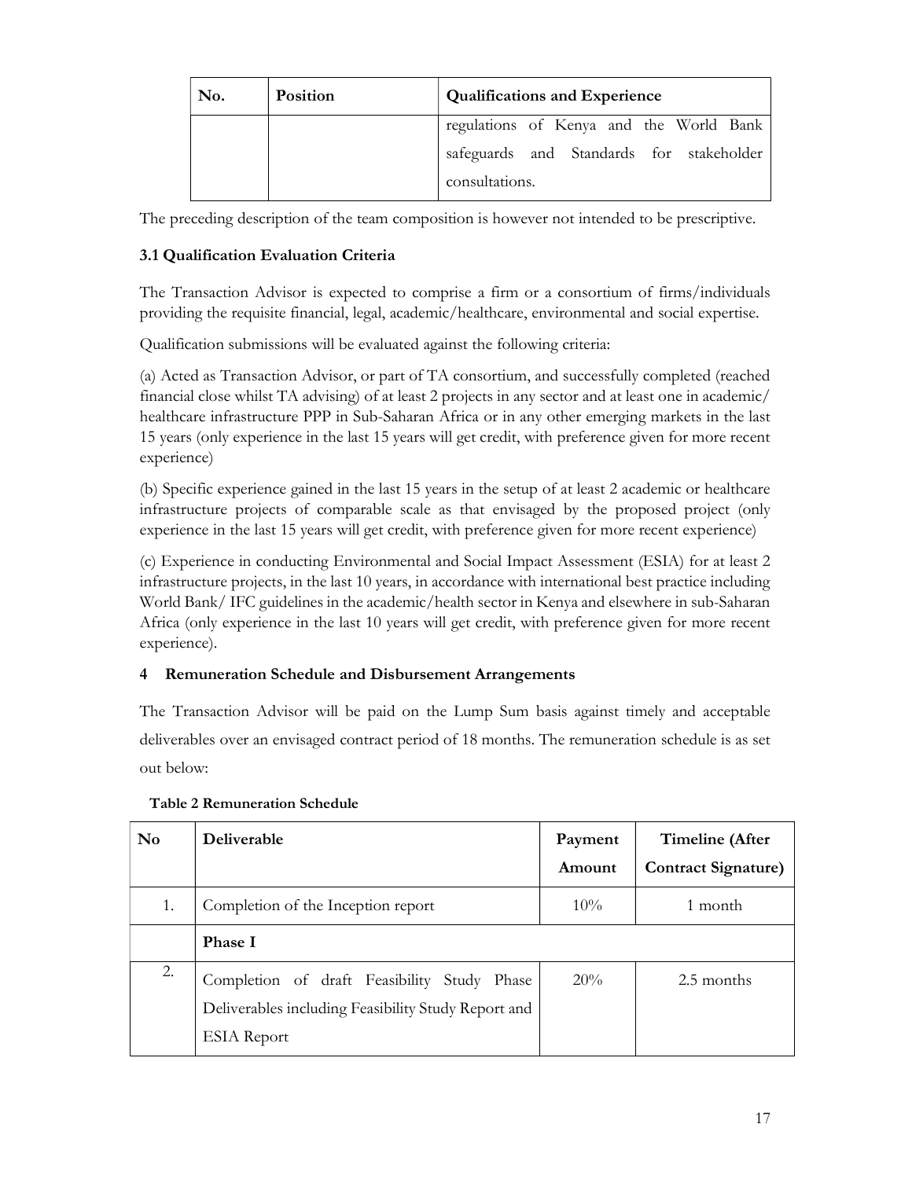| No. | Position | Qualifications and Experience |
|---|---|---|
| | | regulations of Kenya and the World Bank safeguards and Standards for stakeholder consultations. |

The preceding description of the team composition is however not intended to be prescriptive.

### 3.1 Qualification Evaluation Criteria

The Transaction Advisor is expected to comprise a firm or a consortium of firms/individuals providing the requisite financial, legal, academic/healthcare, environmental and social expertise.

Qualification submissions will be evaluated against the following criteria:

(a) Acted as Transaction Advisor, or part of TA consortium, and successfully completed (reached financial close whilst TA advising) of at least 2 projects in any sector and at least one in academic/ healthcare infrastructure PPP in Sub-Saharan Africa or in any other emerging markets in the last 15 years (only experience in the last 15 years will get credit, with preference given for more recent experience)

(b) Specific experience gained in the last 15 years in the setup of at least 2 academic or healthcare infrastructure projects of comparable scale as that envisaged by the proposed project (only experience in the last 15 years will get credit, with preference given for more recent experience)

(c) Experience in conducting Environmental and Social Impact Assessment (ESIA) for at least 2 infrastructure projects, in the last 10 years, in accordance with international best practice including World Bank/ IFC guidelines in the academic/health sector in Kenya and elsewhere in sub-Saharan Africa (only experience in the last 10 years will get credit, with preference given for more recent experience).

## 4 Remuneration Schedule and Disbursement Arrangements

The Transaction Advisor will be paid on the Lump Sum basis against timely and acceptable deliverables over an envisaged contract period of 18 months. The remuneration schedule is as set out below:

**Table 2 Remuneration Schedule**

| No | Deliverable | Payment Amount | Timeline (After Contract Signature) |
|---|---|---|---|
| 1. | Completion of the Inception report | 10% | 1 month |
| | **Phase I** | | |
| 2. | Completion of draft Feasibility Study Phase Deliverables including Feasibility Study Report and ESIA Report | 20% | 2.5 months |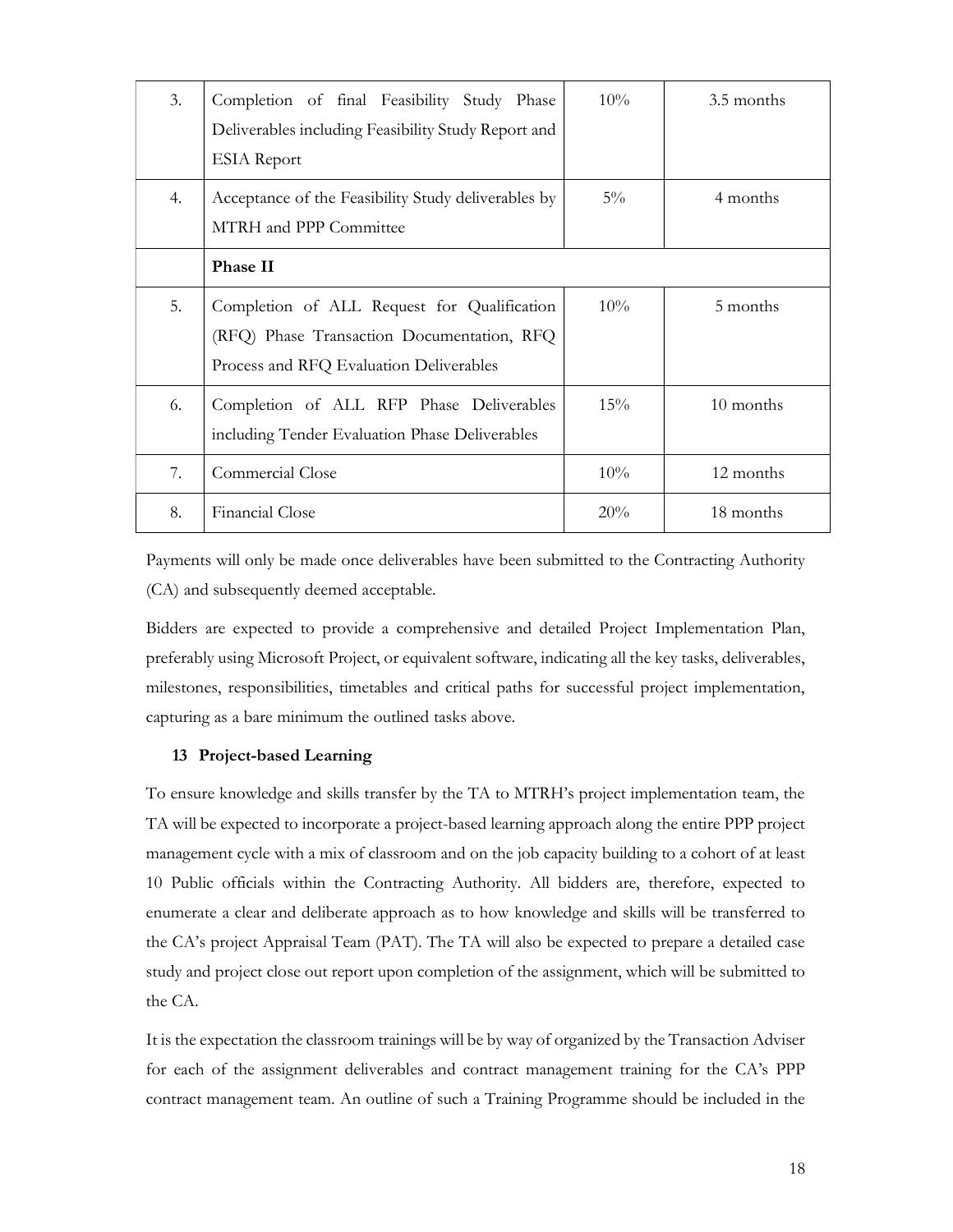| 3. | Completion of final Feasibility Study Phase Deliverables including Feasibility Study Report and ESIA Report | 10% | 3.5 months |
|---|---|---|---|
| 4. | Acceptance of the Feasibility Study deliverables by MTRH and PPP Committee | 5% | 4 months |
| | **Phase II** | | |
| 5. | Completion of ALL Request for Qualification (RFQ) Phase Transaction Documentation, RFQ Process and RFQ Evaluation Deliverables | 10% | 5 months |
| 6. | Completion of ALL RFP Phase Deliverables including Tender Evaluation Phase Deliverables | 15% | 10 months |
| 7. | Commercial Close | 10% | 12 months |
| 8. | Financial Close | 20% | 18 months |

Payments will only be made once deliverables have been submitted to the Contracting Authority (CA) and subsequently deemed acceptable.

Bidders are expected to provide a comprehensive and detailed Project Implementation Plan, preferably using Microsoft Project, or equivalent software, indicating all the key tasks, deliverables, milestones, responsibilities, timetables and critical paths for successful project implementation, capturing as a bare minimum the outlined tasks above.

## 13 Project-based Learning

To ensure knowledge and skills transfer by the TA to MTRH's project implementation team, the TA will be expected to incorporate a project-based learning approach along the entire PPP project management cycle with a mix of classroom and on the job capacity building to a cohort of at least 10 Public officials within the Contracting Authority. All bidders are, therefore, expected to enumerate a clear and deliberate approach as to how knowledge and skills will be transferred to the CA's project Appraisal Team (PAT). The TA will also be expected to prepare a detailed case study and project close out report upon completion of the assignment, which will be submitted to the CA.

It is the expectation the classroom trainings will be by way of organized by the Transaction Adviser for each of the assignment deliverables and contract management training for the CA's PPP contract management team. An outline of such a Training Programme should be included in the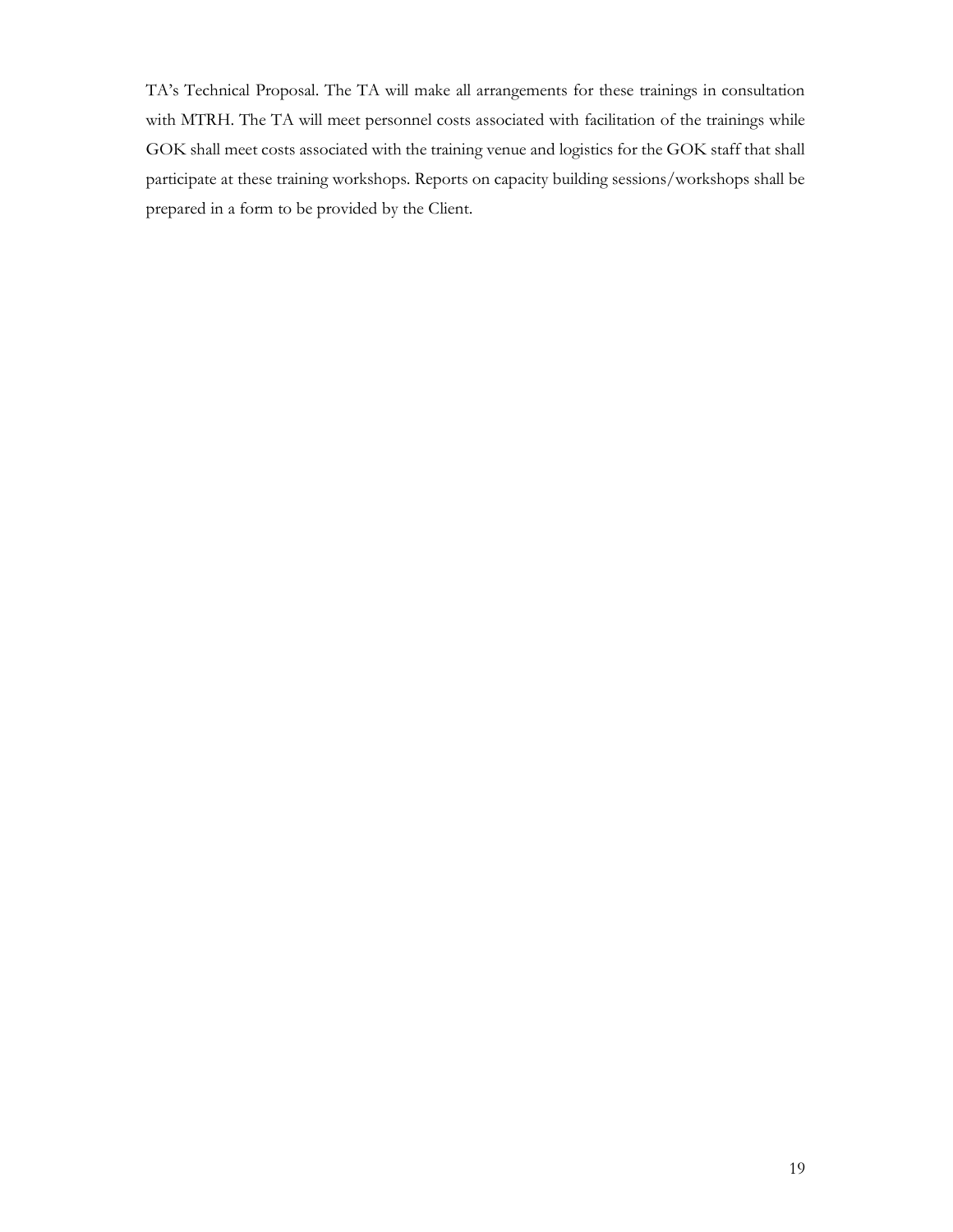TA's Technical Proposal. The TA will make all arrangements for these trainings in consultation with MTRH. The TA will meet personnel costs associated with facilitation of the trainings while GOK shall meet costs associated with the training venue and logistics for the GOK staff that shall participate at these training workshops. Reports on capacity building sessions/workshops shall be prepared in a form to be provided by the Client.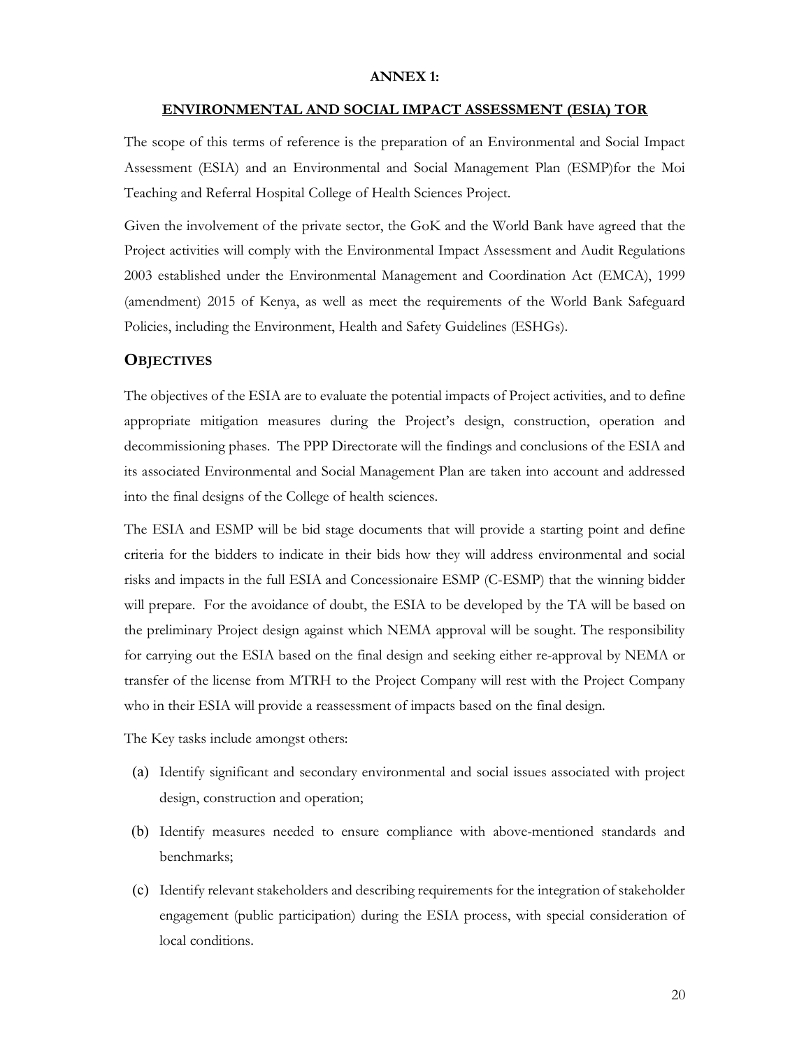**ANNEX 1:**

**ENVIRONMENTAL AND SOCIAL IMPACT ASSESSMENT (ESIA) TOR**

The scope of this terms of reference is the preparation of an Environmental and Social Impact Assessment (ESIA) and an Environmental and Social Management Plan (ESMP)for the Moi Teaching and Referral Hospital College of Health Sciences Project.

Given the involvement of the private sector, the GoK and the World Bank have agreed that the Project activities will comply with the Environmental Impact Assessment and Audit Regulations 2003 established under the Environmental Management and Coordination Act (EMCA), 1999 (amendment) 2015 of Kenya, as well as meet the requirements of the World Bank Safeguard Policies, including the Environment, Health and Safety Guidelines (ESHGs).

## OBJECTIVES

The objectives of the ESIA are to evaluate the potential impacts of Project activities, and to define appropriate mitigation measures during the Project's design, construction, operation and decommissioning phases. The PPP Directorate will the findings and conclusions of the ESIA and its associated Environmental and Social Management Plan are taken into account and addressed into the final designs of the College of health sciences.

The ESIA and ESMP will be bid stage documents that will provide a starting point and define criteria for the bidders to indicate in their bids how they will address environmental and social risks and impacts in the full ESIA and Concessionaire ESMP (C-ESMP) that the winning bidder will prepare. For the avoidance of doubt, the ESIA to be developed by the TA will be based on the preliminary Project design against which NEMA approval will be sought. The responsibility for carrying out the ESIA based on the final design and seeking either re-approval by NEMA or transfer of the license from MTRH to the Project Company will rest with the Project Company who in their ESIA will provide a reassessment of impacts based on the final design.

The Key tasks include amongst others:

(a) Identify significant and secondary environmental and social issues associated with project design, construction and operation;

(b) Identify measures needed to ensure compliance with above-mentioned standards and benchmarks;

(c) Identify relevant stakeholders and describing requirements for the integration of stakeholder engagement (public participation) during the ESIA process, with special consideration of local conditions.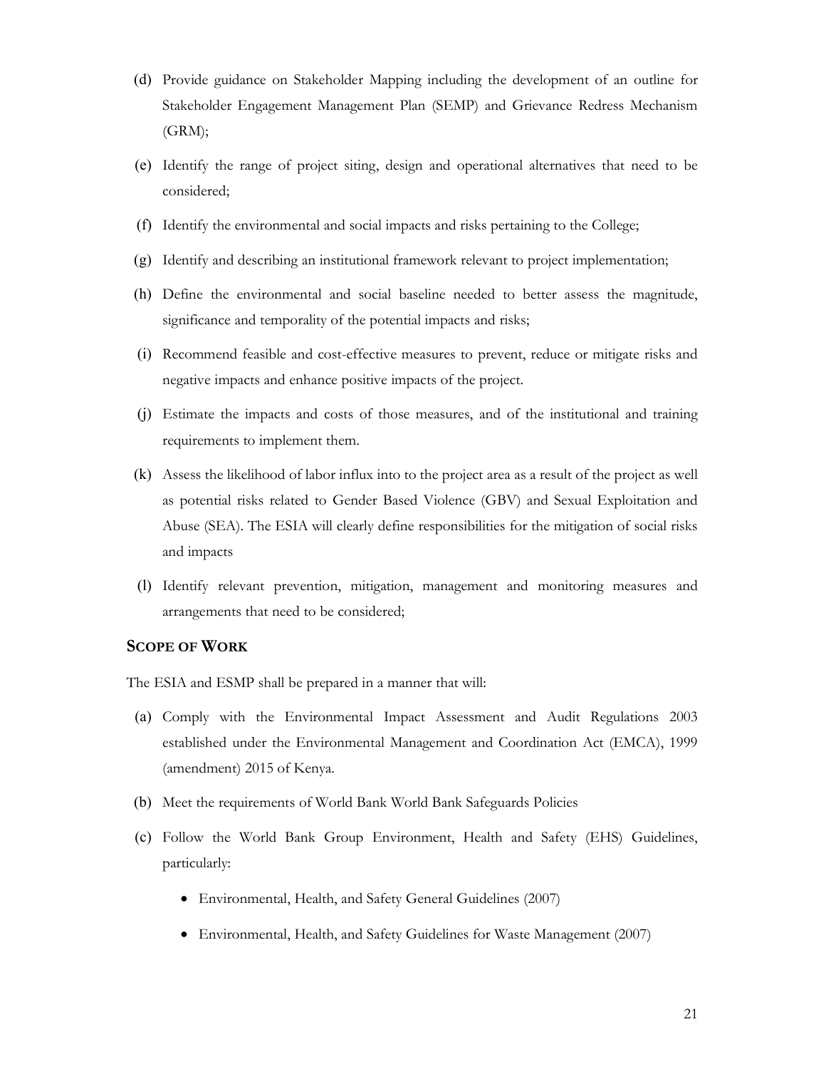(d) Provide guidance on Stakeholder Mapping including the development of an outline for Stakeholder Engagement Management Plan (SEMP) and Grievance Redress Mechanism (GRM);

(e) Identify the range of project siting, design and operational alternatives that need to be considered;

(f) Identify the environmental and social impacts and risks pertaining to the College;

(g) Identify and describing an institutional framework relevant to project implementation;

(h) Define the environmental and social baseline needed to better assess the magnitude, significance and temporality of the potential impacts and risks;

(i) Recommend feasible and cost-effective measures to prevent, reduce or mitigate risks and negative impacts and enhance positive impacts of the project.

(j) Estimate the impacts and costs of those measures, and of the institutional and training requirements to implement them.

(k) Assess the likelihood of labor influx into to the project area as a result of the project as well as potential risks related to Gender Based Violence (GBV) and Sexual Exploitation and Abuse (SEA). The ESIA will clearly define responsibilities for the mitigation of social risks and impacts

(l) Identify relevant prevention, mitigation, management and monitoring measures and arrangements that need to be considered;

## SCOPE OF WORK

The ESIA and ESMP shall be prepared in a manner that will:

(a) Comply with the Environmental Impact Assessment and Audit Regulations 2003 established under the Environmental Management and Coordination Act (EMCA), 1999 (amendment) 2015 of Kenya.

(b) Meet the requirements of World Bank World Bank Safeguards Policies

(c) Follow the World Bank Group Environment, Health and Safety (EHS) Guidelines, particularly:

- Environmental, Health, and Safety General Guidelines (2007)
- Environmental, Health, and Safety Guidelines for Waste Management (2007)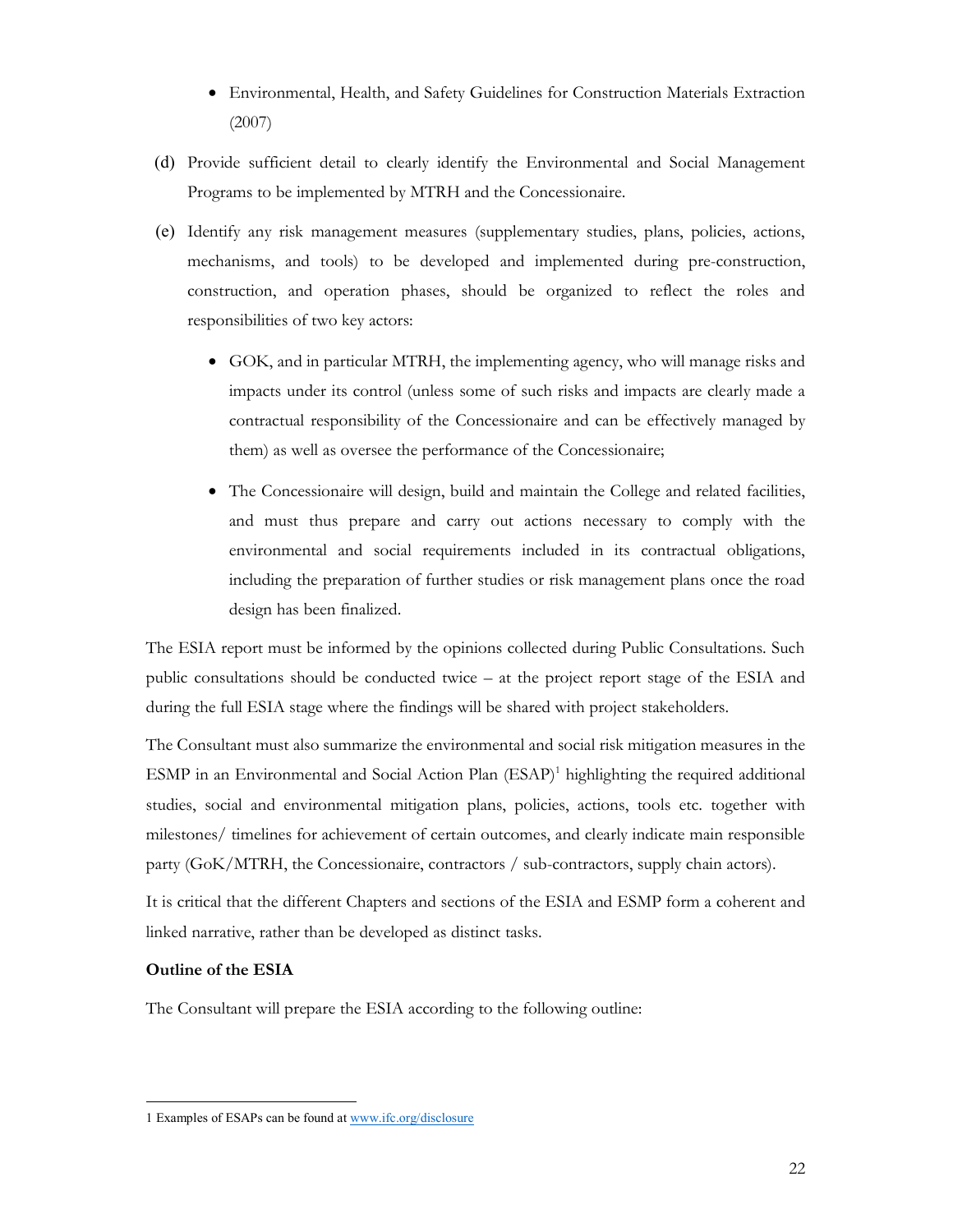- Environmental, Health, and Safety Guidelines for Construction Materials Extraction (2007)

(d) Provide sufficient detail to clearly identify the Environmental and Social Management Programs to be implemented by MTRH and the Concessionaire.

(e) Identify any risk management measures (supplementary studies, plans, policies, actions, mechanisms, and tools) to be developed and implemented during pre-construction, construction, and operation phases, should be organized to reflect the roles and responsibilities of two key actors:

- GOK, and in particular MTRH, the implementing agency, who will manage risks and impacts under its control (unless some of such risks and impacts are clearly made a contractual responsibility of the Concessionaire and can be effectively managed by them) as well as oversee the performance of the Concessionaire;

- The Concessionaire will design, build and maintain the College and related facilities, and must thus prepare and carry out actions necessary to comply with the environmental and social requirements included in its contractual obligations, including the preparation of further studies or risk management plans once the road design has been finalized.

The ESIA report must be informed by the opinions collected during Public Consultations. Such public consultations should be conducted twice – at the project report stage of the ESIA and during the full ESIA stage where the findings will be shared with project stakeholders.

The Consultant must also summarize the environmental and social risk mitigation measures in the ESMP in an Environmental and Social Action Plan (ESAP)[1] highlighting the required additional studies, social and environmental mitigation plans, policies, actions, tools etc. together with milestones/ timelines for achievement of certain outcomes, and clearly indicate main responsible party (GoK/MTRH, the Concessionaire, contractors / sub-contractors, supply chain actors).

It is critical that the different Chapters and sections of the ESIA and ESMP form a coherent and linked narrative, rather than be developed as distinct tasks.

**Outline of the ESIA**

The Consultant will prepare the ESIA according to the following outline:

---

1 Examples of ESAPs can be found at www.ifc.org/disclosure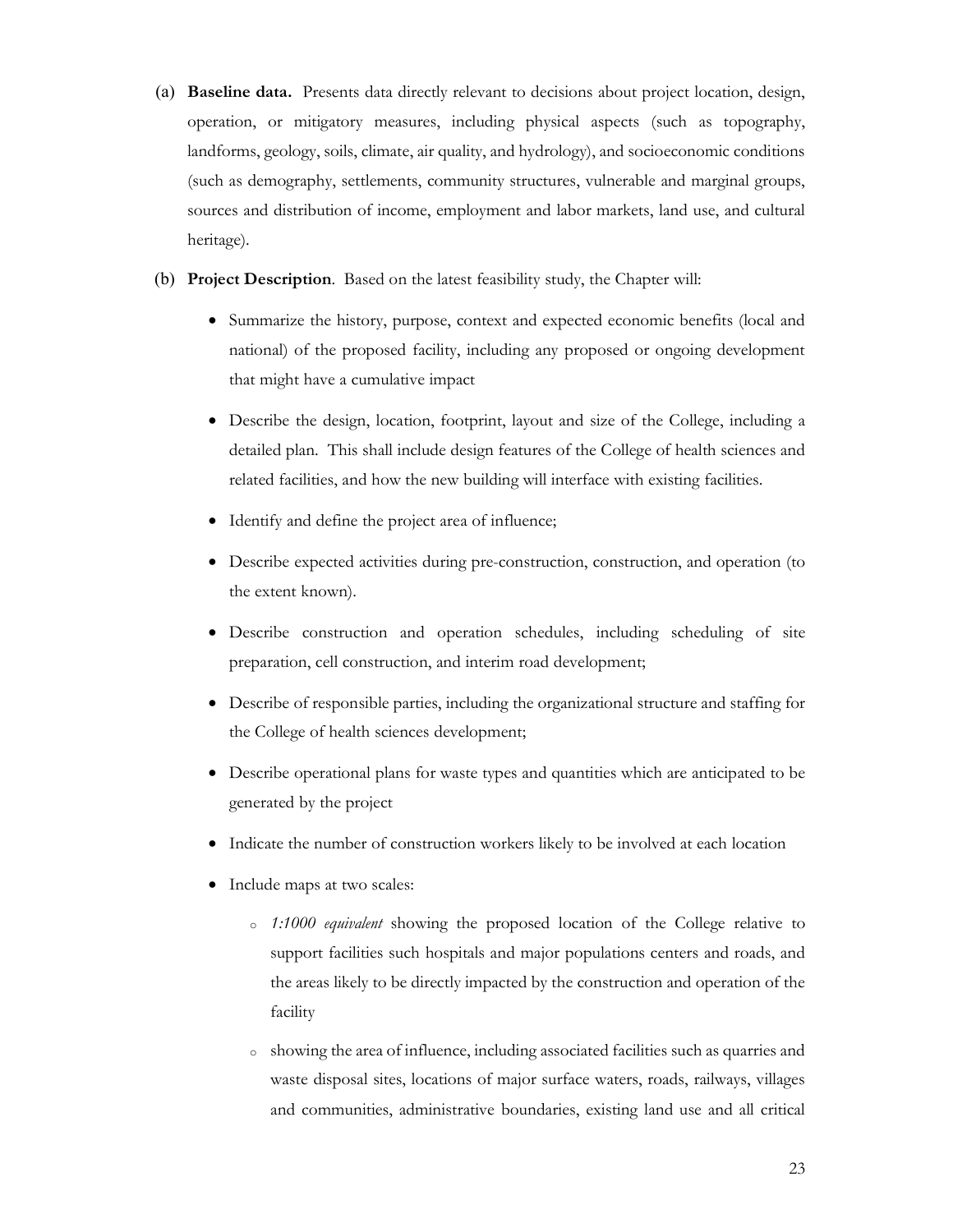(a) **Baseline data.** Presents data directly relevant to decisions about project location, design, operation, or mitigatory measures, including physical aspects (such as topography, landforms, geology, soils, climate, air quality, and hydrology), and socioeconomic conditions (such as demography, settlements, community structures, vulnerable and marginal groups, sources and distribution of income, employment and labor markets, land use, and cultural heritage).

(b) **Project Description**. Based on the latest feasibility study, the Chapter will:

- Summarize the history, purpose, context and expected economic benefits (local and national) of the proposed facility, including any proposed or ongoing development that might have a cumulative impact
- Describe the design, location, footprint, layout and size of the College, including a detailed plan. This shall include design features of the College of health sciences and related facilities, and how the new building will interface with existing facilities.
- Identify and define the project area of influence;
- Describe expected activities during pre-construction, construction, and operation (to the extent known).
- Describe construction and operation schedules, including scheduling of site preparation, cell construction, and interim road development;
- Describe of responsible parties, including the organizational structure and staffing for the College of health sciences development;
- Describe operational plans for waste types and quantities which are anticipated to be generated by the project
- Indicate the number of construction workers likely to be involved at each location
- Include maps at two scales:
  - *1:1000 equivalent* showing the proposed location of the College relative to support facilities such hospitals and major populations centers and roads, and the areas likely to be directly impacted by the construction and operation of the facility
  - showing the area of influence, including associated facilities such as quarries and waste disposal sites, locations of major surface waters, roads, railways, villages and communities, administrative boundaries, existing land use and all critical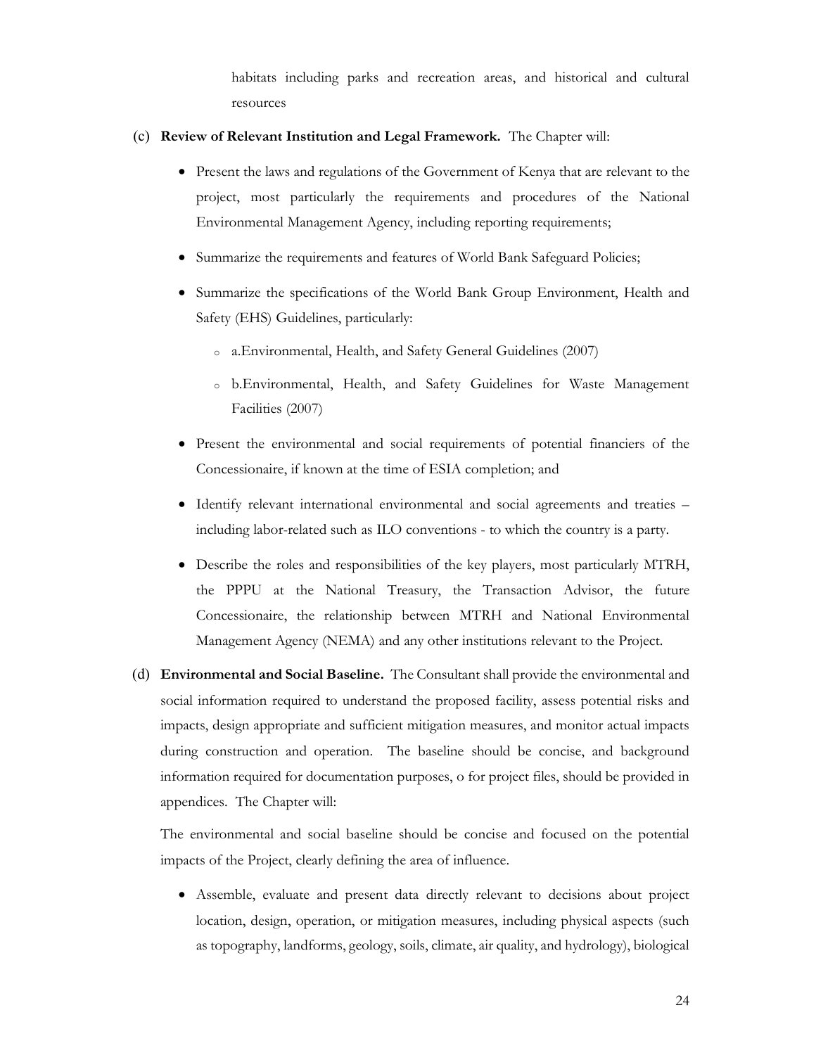habitats including parks and recreation areas, and historical and cultural resources

(c) **Review of Relevant Institution and Legal Framework.** The Chapter will:

- Present the laws and regulations of the Government of Kenya that are relevant to the project, most particularly the requirements and procedures of the National Environmental Management Agency, including reporting requirements;
- Summarize the requirements and features of World Bank Safeguard Policies;
- Summarize the specifications of the World Bank Group Environment, Health and Safety (EHS) Guidelines, particularly:
  - a.Environmental, Health, and Safety General Guidelines (2007)
  - b.Environmental, Health, and Safety Guidelines for Waste Management Facilities (2007)
- Present the environmental and social requirements of potential financiers of the Concessionaire, if known at the time of ESIA completion; and
- Identify relevant international environmental and social agreements and treaties – including labor-related such as ILO conventions - to which the country is a party.
- Describe the roles and responsibilities of the key players, most particularly MTRH, the PPPU at the National Treasury, the Transaction Advisor, the future Concessionaire, the relationship between MTRH and National Environmental Management Agency (NEMA) and any other institutions relevant to the Project.

(d) **Environmental and Social Baseline.** The Consultant shall provide the environmental and social information required to understand the proposed facility, assess potential risks and impacts, design appropriate and sufficient mitigation measures, and monitor actual impacts during construction and operation. The baseline should be concise, and background information required for documentation purposes, o for project files, should be provided in appendices. The Chapter will:

The environmental and social baseline should be concise and focused on the potential impacts of the Project, clearly defining the area of influence.

- Assemble, evaluate and present data directly relevant to decisions about project location, design, operation, or mitigation measures, including physical aspects (such as topography, landforms, geology, soils, climate, air quality, and hydrology), biological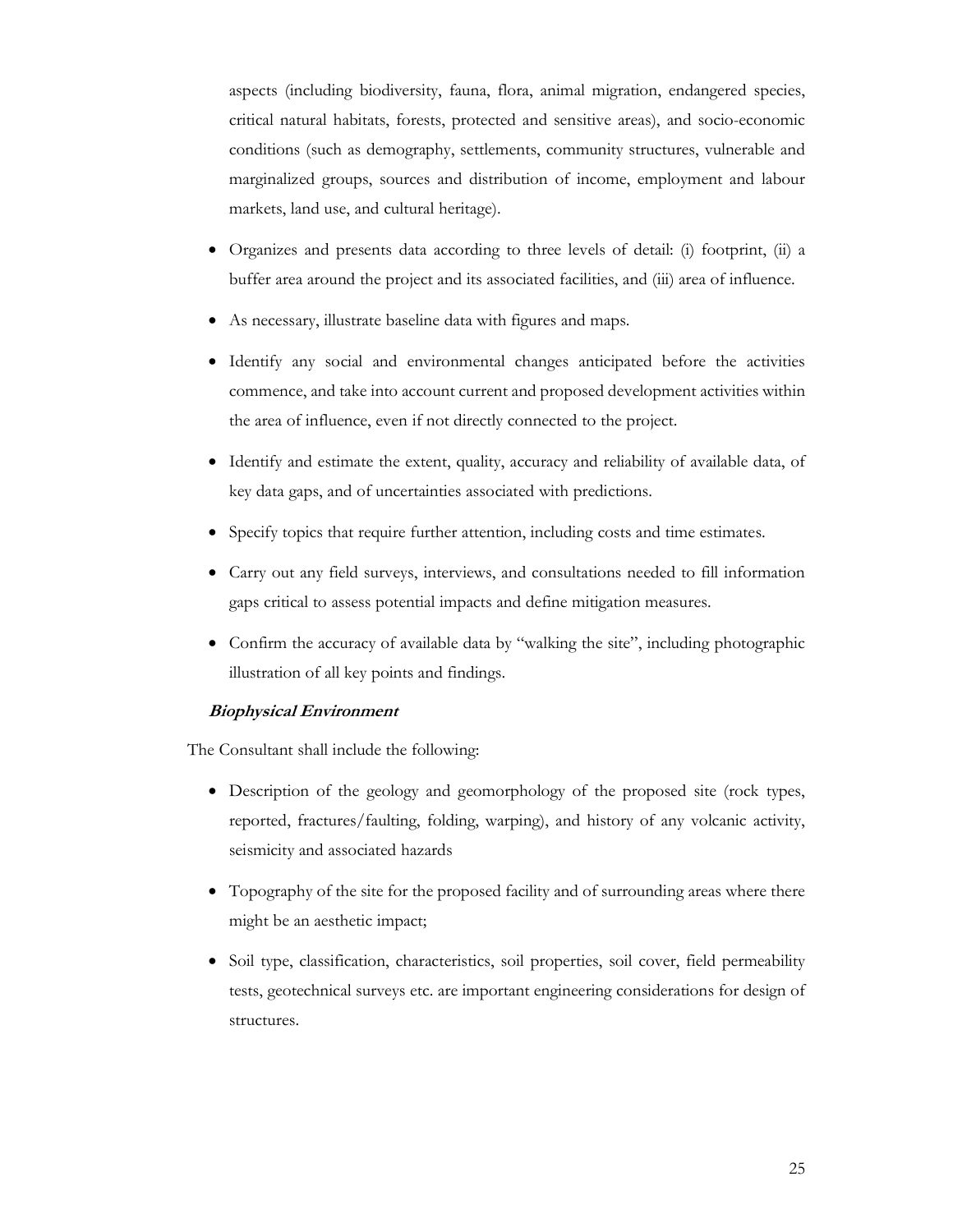aspects (including biodiversity, fauna, flora, animal migration, endangered species, critical natural habitats, forests, protected and sensitive areas), and socio-economic conditions (such as demography, settlements, community structures, vulnerable and marginalized groups, sources and distribution of income, employment and labour markets, land use, and cultural heritage).

- Organizes and presents data according to three levels of detail: (i) footprint, (ii) a buffer area around the project and its associated facilities, and (iii) area of influence.
- As necessary, illustrate baseline data with figures and maps.
- Identify any social and environmental changes anticipated before the activities commence, and take into account current and proposed development activities within the area of influence, even if not directly connected to the project.
- Identify and estimate the extent, quality, accuracy and reliability of available data, of key data gaps, and of uncertainties associated with predictions.
- Specify topics that require further attention, including costs and time estimates.
- Carry out any field surveys, interviews, and consultations needed to fill information gaps critical to assess potential impacts and define mitigation measures.
- Confirm the accuracy of available data by "walking the site", including photographic illustration of all key points and findings.

***Biophysical Environment***

The Consultant shall include the following:

- Description of the geology and geomorphology of the proposed site (rock types, reported, fractures/faulting, folding, warping), and history of any volcanic activity, seismicity and associated hazards
- Topography of the site for the proposed facility and of surrounding areas where there might be an aesthetic impact;
- Soil type, classification, characteristics, soil properties, soil cover, field permeability tests, geotechnical surveys etc. are important engineering considerations for design of structures.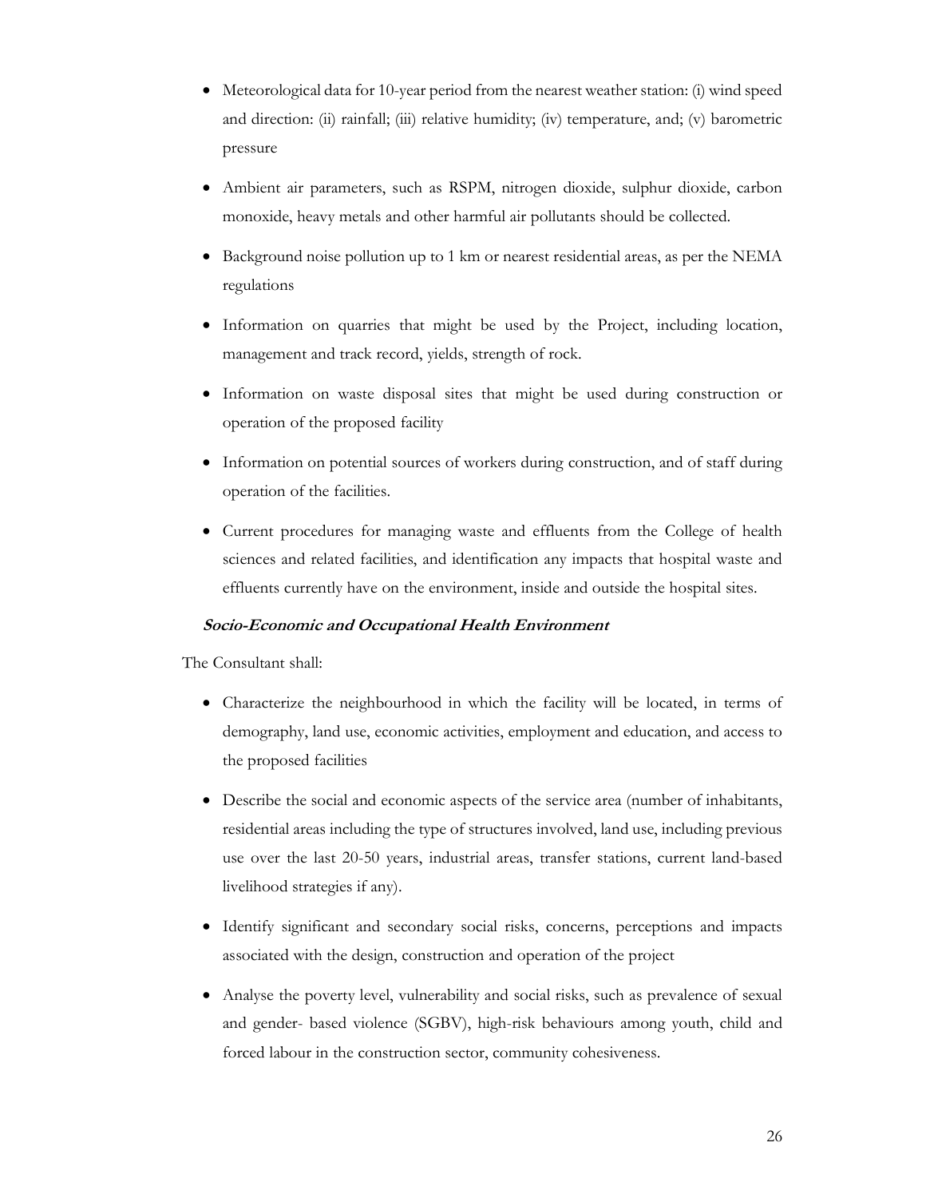- Meteorological data for 10-year period from the nearest weather station: (i) wind speed and direction: (ii) rainfall; (iii) relative humidity; (iv) temperature, and; (v) barometric pressure
- Ambient air parameters, such as RSPM, nitrogen dioxide, sulphur dioxide, carbon monoxide, heavy metals and other harmful air pollutants should be collected.
- Background noise pollution up to 1 km or nearest residential areas, as per the NEMA regulations
- Information on quarries that might be used by the Project, including location, management and track record, yields, strength of rock.
- Information on waste disposal sites that might be used during construction or operation of the proposed facility
- Information on potential sources of workers during construction, and of staff during operation of the facilities.
- Current procedures for managing waste and effluents from the College of health sciences and related facilities, and identification any impacts that hospital waste and effluents currently have on the environment, inside and outside the hospital sites.

***Socio-Economic and Occupational Health Environment***

The Consultant shall:

- Characterize the neighbourhood in which the facility will be located, in terms of demography, land use, economic activities, employment and education, and access to the proposed facilities
- Describe the social and economic aspects of the service area (number of inhabitants, residential areas including the type of structures involved, land use, including previous use over the last 20-50 years, industrial areas, transfer stations, current land-based livelihood strategies if any).
- Identify significant and secondary social risks, concerns, perceptions and impacts associated with the design, construction and operation of the project
- Analyse the poverty level, vulnerability and social risks, such as prevalence of sexual and gender- based violence (SGBV), high-risk behaviours among youth, child and forced labour in the construction sector, community cohesiveness.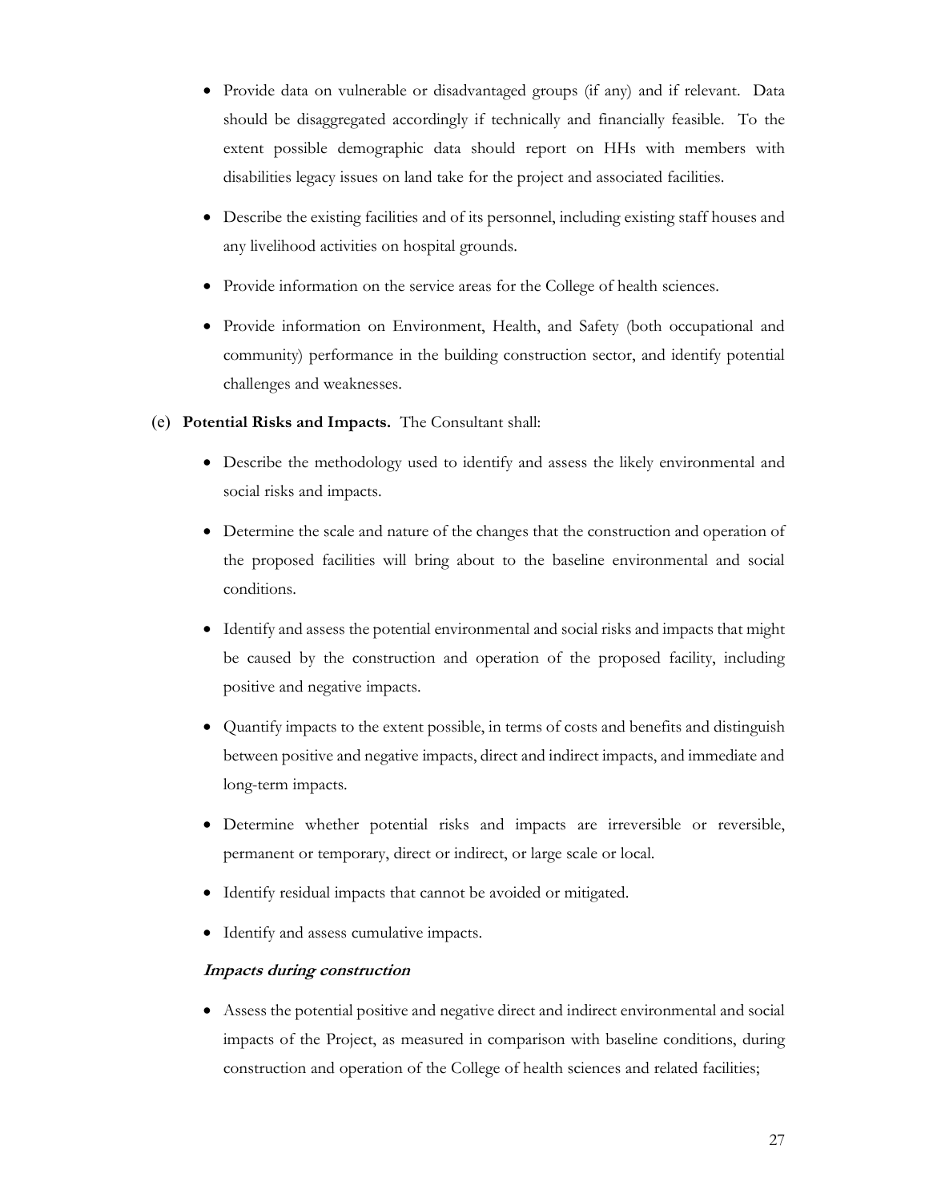- Provide data on vulnerable or disadvantaged groups (if any) and if relevant. Data should be disaggregated accordingly if technically and financially feasible. To the extent possible demographic data should report on HHs with members with disabilities legacy issues on land take for the project and associated facilities.
- Describe the existing facilities and of its personnel, including existing staff houses and any livelihood activities on hospital grounds.
- Provide information on the service areas for the College of health sciences.
- Provide information on Environment, Health, and Safety (both occupational and community) performance in the building construction sector, and identify potential challenges and weaknesses.

(e) **Potential Risks and Impacts.** The Consultant shall:

- Describe the methodology used to identify and assess the likely environmental and social risks and impacts.
- Determine the scale and nature of the changes that the construction and operation of the proposed facilities will bring about to the baseline environmental and social conditions.
- Identify and assess the potential environmental and social risks and impacts that might be caused by the construction and operation of the proposed facility, including positive and negative impacts.
- Quantify impacts to the extent possible, in terms of costs and benefits and distinguish between positive and negative impacts, direct and indirect impacts, and immediate and long-term impacts.
- Determine whether potential risks and impacts are irreversible or reversible, permanent or temporary, direct or indirect, or large scale or local.
- Identify residual impacts that cannot be avoided or mitigated.
- Identify and assess cumulative impacts.

***Impacts during construction***

- Assess the potential positive and negative direct and indirect environmental and social impacts of the Project, as measured in comparison with baseline conditions, during construction and operation of the College of health sciences and related facilities;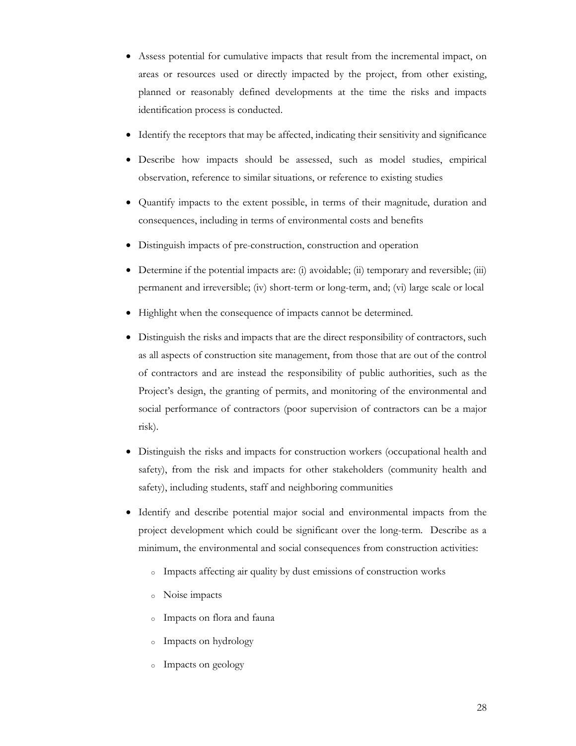- Assess potential for cumulative impacts that result from the incremental impact, on areas or resources used or directly impacted by the project, from other existing, planned or reasonably defined developments at the time the risks and impacts identification process is conducted.
- Identify the receptors that may be affected, indicating their sensitivity and significance
- Describe how impacts should be assessed, such as model studies, empirical observation, reference to similar situations, or reference to existing studies
- Quantify impacts to the extent possible, in terms of their magnitude, duration and consequences, including in terms of environmental costs and benefits
- Distinguish impacts of pre-construction, construction and operation
- Determine if the potential impacts are: (i) avoidable; (ii) temporary and reversible; (iii) permanent and irreversible; (iv) short-term or long-term, and; (vi) large scale or local
- Highlight when the consequence of impacts cannot be determined.
- Distinguish the risks and impacts that are the direct responsibility of contractors, such as all aspects of construction site management, from those that are out of the control of contractors and are instead the responsibility of public authorities, such as the Project's design, the granting of permits, and monitoring of the environmental and social performance of contractors (poor supervision of contractors can be a major risk).
- Distinguish the risks and impacts for construction workers (occupational health and safety), from the risk and impacts for other stakeholders (community health and safety), including students, staff and neighboring communities
- Identify and describe potential major social and environmental impacts from the project development which could be significant over the long-term. Describe as a minimum, the environmental and social consequences from construction activities:
  - Impacts affecting air quality by dust emissions of construction works
  - Noise impacts
  - Impacts on flora and fauna
  - Impacts on hydrology
  - Impacts on geology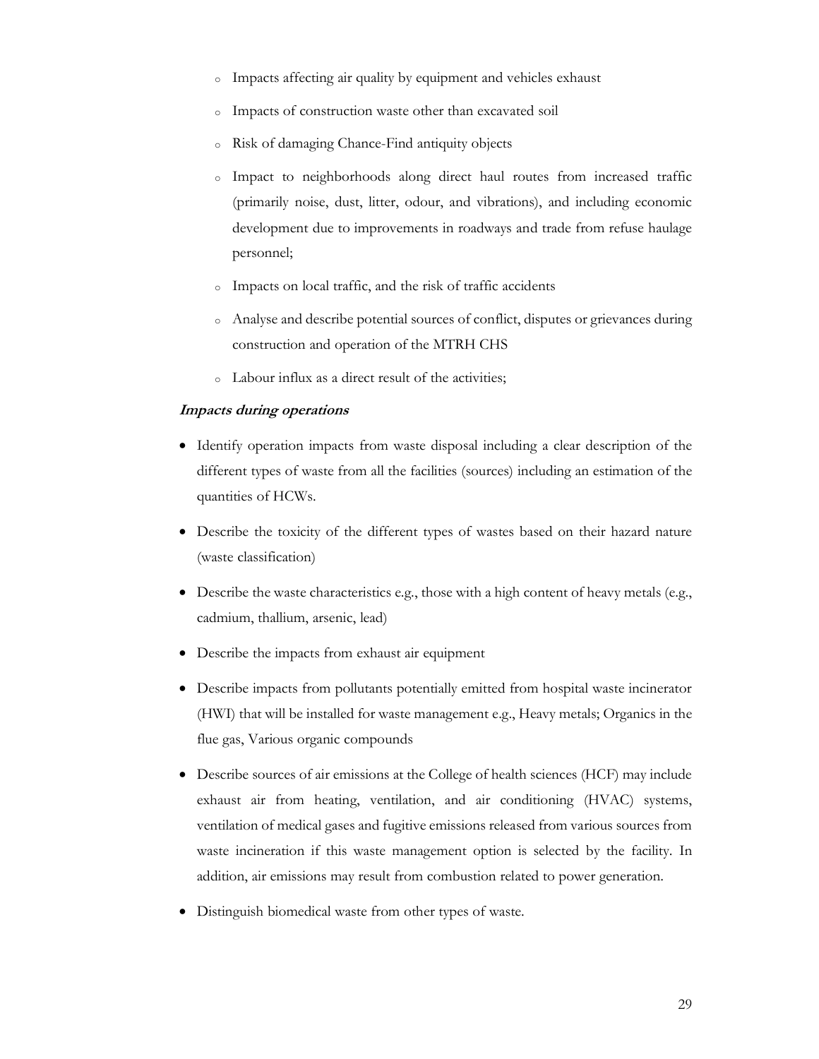- Impacts affecting air quality by equipment and vehicles exhaust
  - Impacts of construction waste other than excavated soil
  - Risk of damaging Chance-Find antiquity objects
  - Impact to neighborhoods along direct haul routes from increased traffic (primarily noise, dust, litter, odour, and vibrations), and including economic development due to improvements in roadways and trade from refuse haulage personnel;
  - Impacts on local traffic, and the risk of traffic accidents
  - Analyse and describe potential sources of conflict, disputes or grievances during construction and operation of the MTRH CHS
  - Labour influx as a direct result of the activities;

***Impacts during operations***

- Identify operation impacts from waste disposal including a clear description of the different types of waste from all the facilities (sources) including an estimation of the quantities of HCWs.
- Describe the toxicity of the different types of wastes based on their hazard nature (waste classification)
- Describe the waste characteristics e.g., those with a high content of heavy metals (e.g., cadmium, thallium, arsenic, lead)
- Describe the impacts from exhaust air equipment
- Describe impacts from pollutants potentially emitted from hospital waste incinerator (HWI) that will be installed for waste management e.g., Heavy metals; Organics in the flue gas, Various organic compounds
- Describe sources of air emissions at the College of health sciences (HCF) may include exhaust air from heating, ventilation, and air conditioning (HVAC) systems, ventilation of medical gases and fugitive emissions released from various sources from waste incineration if this waste management option is selected by the facility. In addition, air emissions may result from combustion related to power generation.
- Distinguish biomedical waste from other types of waste.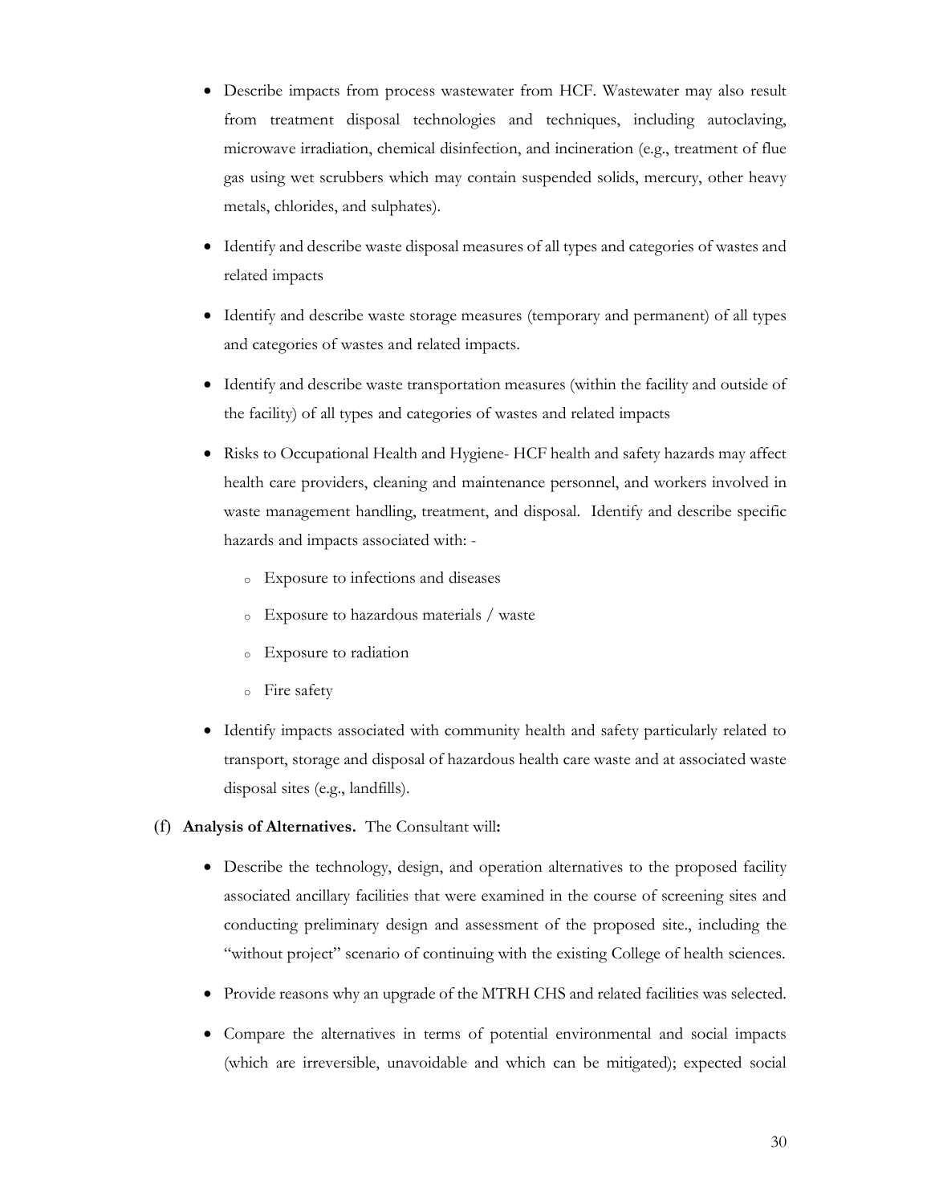- Describe impacts from process wastewater from HCF. Wastewater may also result from treatment disposal technologies and techniques, including autoclaving, microwave irradiation, chemical disinfection, and incineration (e.g., treatment of flue gas using wet scrubbers which may contain suspended solids, mercury, other heavy metals, chlorides, and sulphates).
- Identify and describe waste disposal measures of all types and categories of wastes and related impacts
- Identify and describe waste storage measures (temporary and permanent) of all types and categories of wastes and related impacts.
- Identify and describe waste transportation measures (within the facility and outside of the facility) of all types and categories of wastes and related impacts
- Risks to Occupational Health and Hygiene- HCF health and safety hazards may affect health care providers, cleaning and maintenance personnel, and workers involved in waste management handling, treatment, and disposal. Identify and describe specific hazards and impacts associated with: -
    - Exposure to infections and diseases
    - Exposure to hazardous materials / waste
    - Exposure to radiation
    - Fire safety
- Identify impacts associated with community health and safety particularly related to transport, storage and disposal of hazardous health care waste and at associated waste disposal sites (e.g., landfills).

**(f) Analysis of Alternatives.** The Consultant will**:**

- Describe the technology, design, and operation alternatives to the proposed facility associated ancillary facilities that were examined in the course of screening sites and conducting preliminary design and assessment of the proposed site., including the "without project" scenario of continuing with the existing College of health sciences.
- Provide reasons why an upgrade of the MTRH CHS and related facilities was selected.
- Compare the alternatives in terms of potential environmental and social impacts (which are irreversible, unavoidable and which can be mitigated); expected social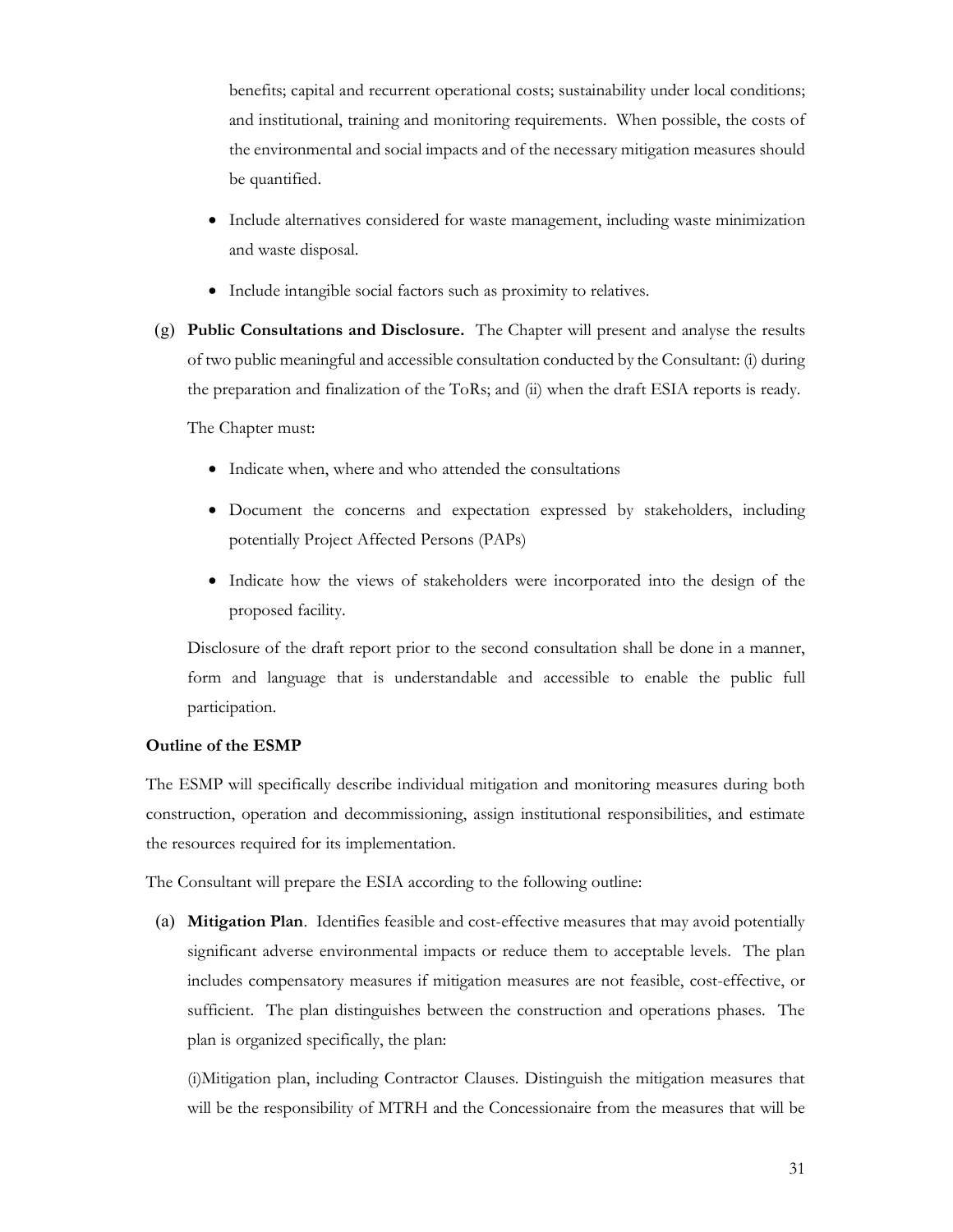benefits; capital and recurrent operational costs; sustainability under local conditions; and institutional, training and monitoring requirements. When possible, the costs of the environmental and social impacts and of the necessary mitigation measures should be quantified.

- Include alternatives considered for waste management, including waste minimization and waste disposal.
- Include intangible social factors such as proximity to relatives.

(g) **Public Consultations and Disclosure.** The Chapter will present and analyse the results of two public meaningful and accessible consultation conducted by the Consultant: (i) during the preparation and finalization of the ToRs; and (ii) when the draft ESIA reports is ready.

The Chapter must:

- Indicate when, where and who attended the consultations
- Document the concerns and expectation expressed by stakeholders, including potentially Project Affected Persons (PAPs)
- Indicate how the views of stakeholders were incorporated into the design of the proposed facility.

Disclosure of the draft report prior to the second consultation shall be done in a manner, form and language that is understandable and accessible to enable the public full participation.

**Outline of the ESMP**

The ESMP will specifically describe individual mitigation and monitoring measures during both construction, operation and decommissioning, assign institutional responsibilities, and estimate the resources required for its implementation.

The Consultant will prepare the ESIA according to the following outline:

(a) **Mitigation Plan**. Identifies feasible and cost-effective measures that may avoid potentially significant adverse environmental impacts or reduce them to acceptable levels. The plan includes compensatory measures if mitigation measures are not feasible, cost-effective, or sufficient. The plan distinguishes between the construction and operations phases. The plan is organized specifically, the plan:

(i)Mitigation plan, including Contractor Clauses. Distinguish the mitigation measures that will be the responsibility of MTRH and the Concessionaire from the measures that will be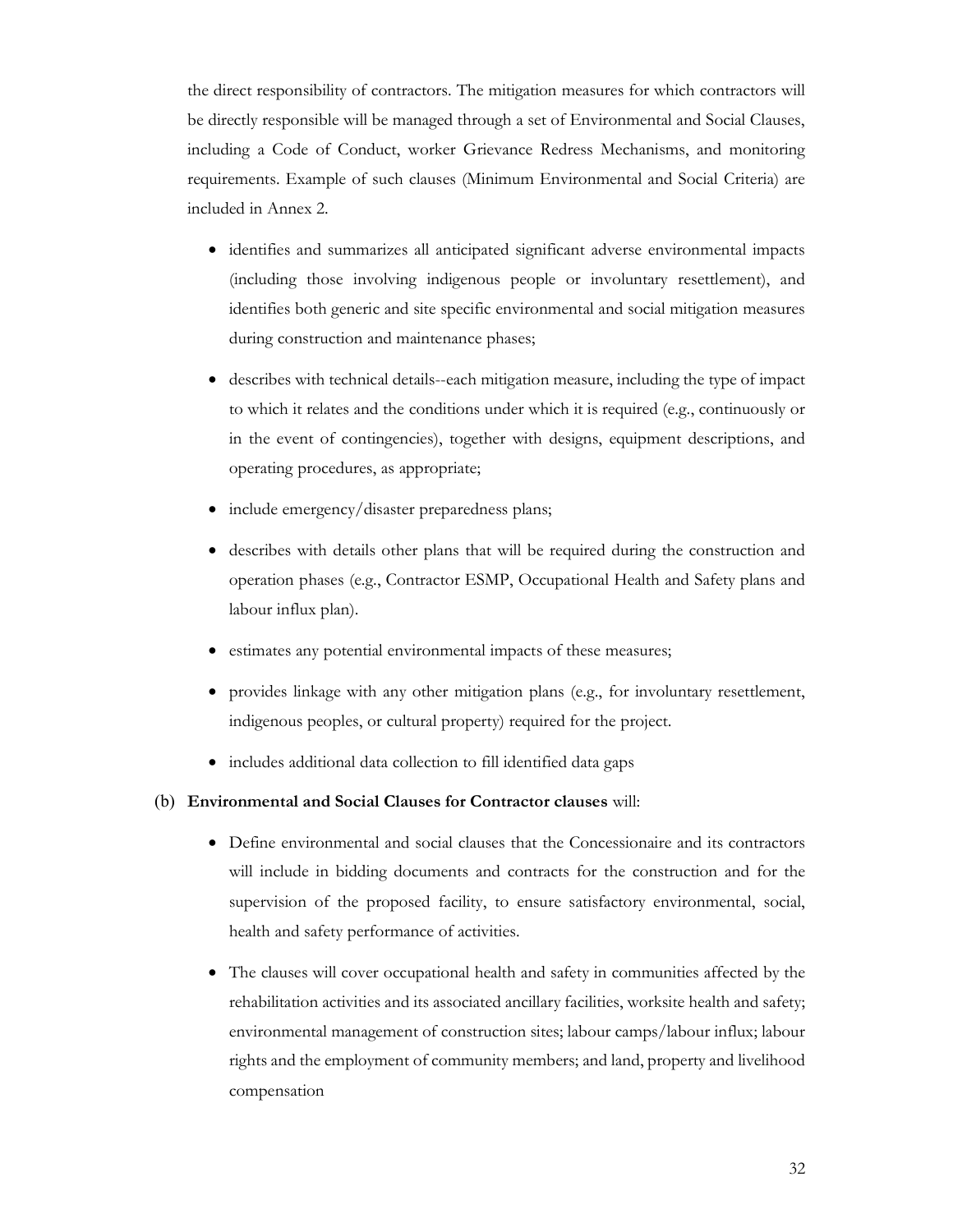the direct responsibility of contractors. The mitigation measures for which contractors will be directly responsible will be managed through a set of Environmental and Social Clauses, including a Code of Conduct, worker Grievance Redress Mechanisms, and monitoring requirements. Example of such clauses (Minimum Environmental and Social Criteria) are included in Annex 2.

- identifies and summarizes all anticipated significant adverse environmental impacts (including those involving indigenous people or involuntary resettlement), and identifies both generic and site specific environmental and social mitigation measures during construction and maintenance phases;
- describes with technical details--each mitigation measure, including the type of impact to which it relates and the conditions under which it is required (e.g., continuously or in the event of contingencies), together with designs, equipment descriptions, and operating procedures, as appropriate;
- include emergency/disaster preparedness plans;
- describes with details other plans that will be required during the construction and operation phases (e.g., Contractor ESMP, Occupational Health and Safety plans and labour influx plan).
- estimates any potential environmental impacts of these measures;
- provides linkage with any other mitigation plans (e.g., for involuntary resettlement, indigenous peoples, or cultural property) required for the project.
- includes additional data collection to fill identified data gaps

(b) **Environmental and Social Clauses for Contractor clauses** will:

- Define environmental and social clauses that the Concessionaire and its contractors will include in bidding documents and contracts for the construction and for the supervision of the proposed facility, to ensure satisfactory environmental, social, health and safety performance of activities.
- The clauses will cover occupational health and safety in communities affected by the rehabilitation activities and its associated ancillary facilities, worksite health and safety; environmental management of construction sites; labour camps/labour influx; labour rights and the employment of community members; and land, property and livelihood compensation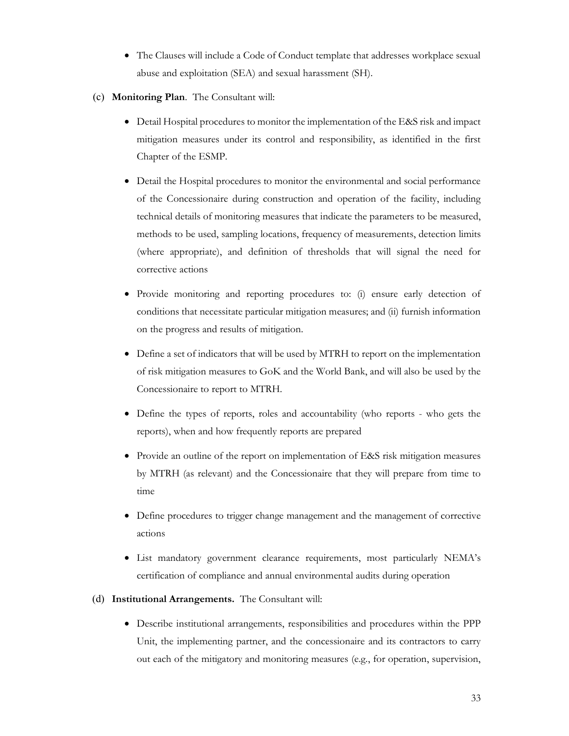- The Clauses will include a Code of Conduct template that addresses workplace sexual abuse and exploitation (SEA) and sexual harassment (SH).

(c) **Monitoring Plan**. The Consultant will:

- Detail Hospital procedures to monitor the implementation of the E&S risk and impact mitigation measures under its control and responsibility, as identified in the first Chapter of the ESMP.
- Detail the Hospital procedures to monitor the environmental and social performance of the Concessionaire during construction and operation of the facility, including technical details of monitoring measures that indicate the parameters to be measured, methods to be used, sampling locations, frequency of measurements, detection limits (where appropriate), and definition of thresholds that will signal the need for corrective actions
- Provide monitoring and reporting procedures to: (i) ensure early detection of conditions that necessitate particular mitigation measures; and (ii) furnish information on the progress and results of mitigation.
- Define a set of indicators that will be used by MTRH to report on the implementation of risk mitigation measures to GoK and the World Bank, and will also be used by the Concessionaire to report to MTRH.
- Define the types of reports, roles and accountability (who reports - who gets the reports), when and how frequently reports are prepared
- Provide an outline of the report on implementation of E&S risk mitigation measures by MTRH (as relevant) and the Concessionaire that they will prepare from time to time
- Define procedures to trigger change management and the management of corrective actions
- List mandatory government clearance requirements, most particularly NEMA's certification of compliance and annual environmental audits during operation

(d) **Institutional Arrangements.** The Consultant will:

- Describe institutional arrangements, responsibilities and procedures within the PPP Unit, the implementing partner, and the concessionaire and its contractors to carry out each of the mitigatory and monitoring measures (e.g., for operation, supervision,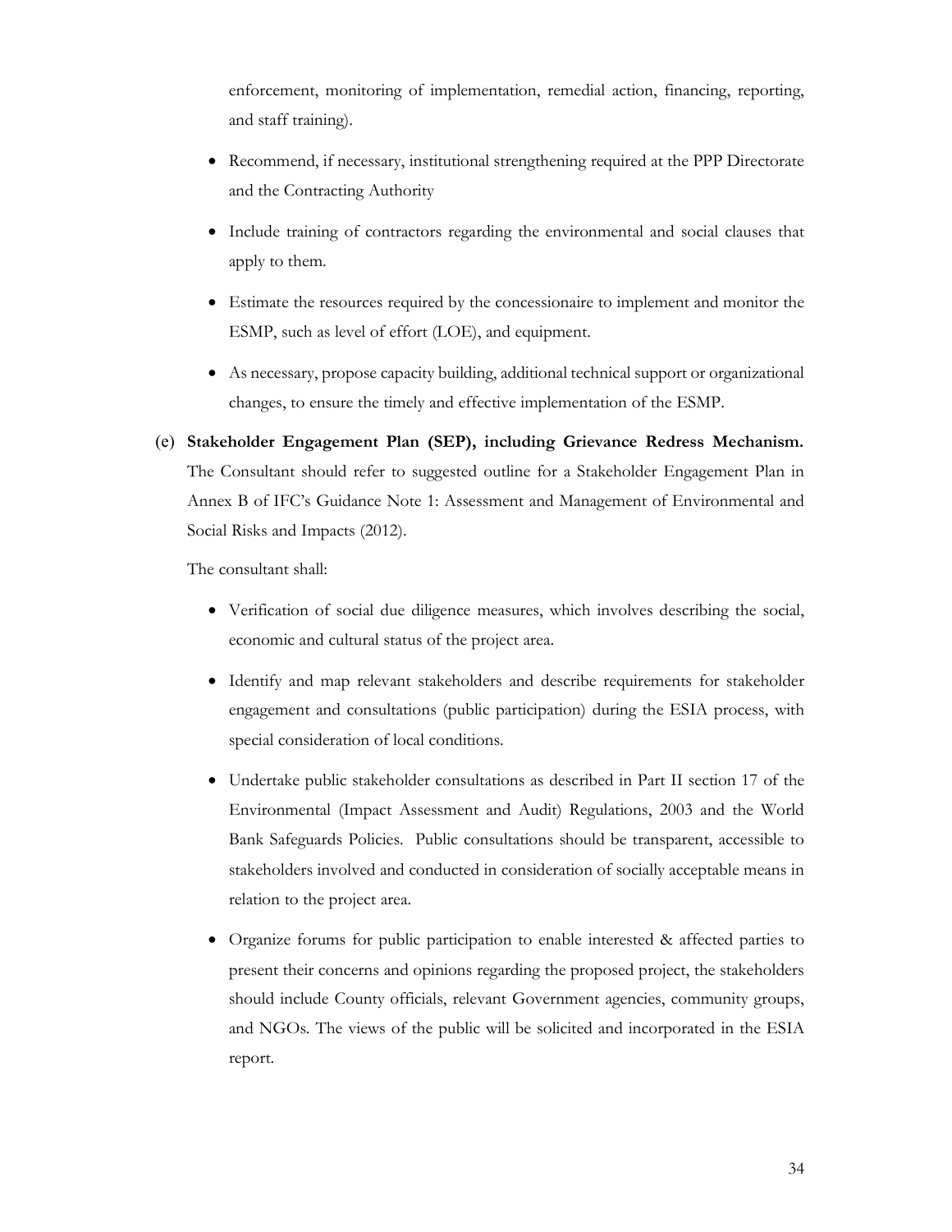enforcement, monitoring of implementation, remedial action, financing, reporting, and staff training).

- Recommend, if necessary, institutional strengthening required at the PPP Directorate and the Contracting Authority
- Include training of contractors regarding the environmental and social clauses that apply to them.
- Estimate the resources required by the concessionaire to implement and monitor the ESMP, such as level of effort (LOE), and equipment.
- As necessary, propose capacity building, additional technical support or organizational changes, to ensure the timely and effective implementation of the ESMP.

(e) **Stakeholder Engagement Plan (SEP), including Grievance Redress Mechanism.** The Consultant should refer to suggested outline for a Stakeholder Engagement Plan in Annex B of IFC's Guidance Note 1: Assessment and Management of Environmental and Social Risks and Impacts (2012).

The consultant shall:

- Verification of social due diligence measures, which involves describing the social, economic and cultural status of the project area.
- Identify and map relevant stakeholders and describe requirements for stakeholder engagement and consultations (public participation) during the ESIA process, with special consideration of local conditions.
- Undertake public stakeholder consultations as described in Part II section 17 of the Environmental (Impact Assessment and Audit) Regulations, 2003 and the World Bank Safeguards Policies. Public consultations should be transparent, accessible to stakeholders involved and conducted in consideration of socially acceptable means in relation to the project area.
- Organize forums for public participation to enable interested & affected parties to present their concerns and opinions regarding the proposed project, the stakeholders should include County officials, relevant Government agencies, community groups, and NGOs. The views of the public will be solicited and incorporated in the ESIA report.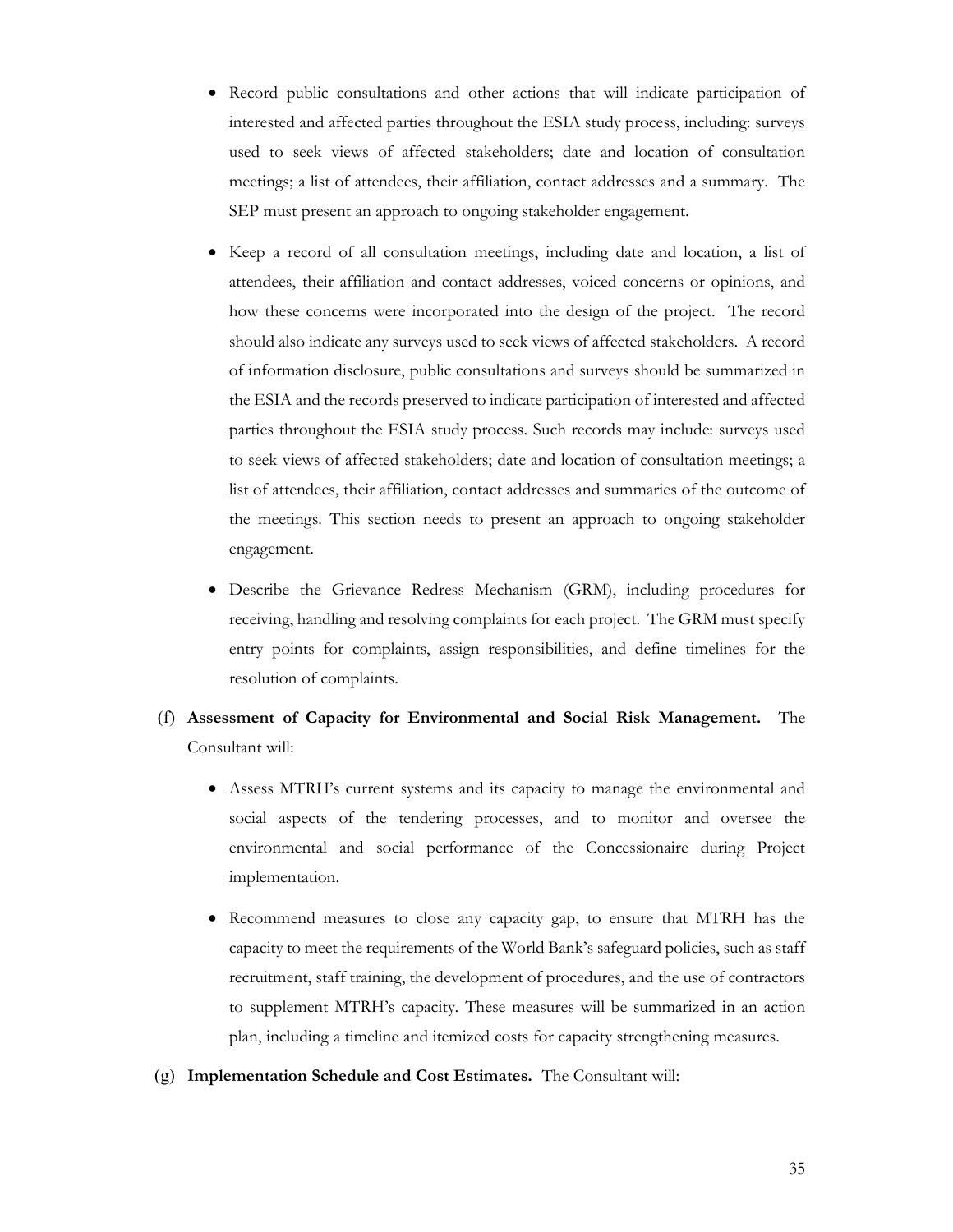- Record public consultations and other actions that will indicate participation of interested and affected parties throughout the ESIA study process, including: surveys used to seek views of affected stakeholders; date and location of consultation meetings; a list of attendees, their affiliation, contact addresses and a summary. The SEP must present an approach to ongoing stakeholder engagement.

- Keep a record of all consultation meetings, including date and location, a list of attendees, their affiliation and contact addresses, voiced concerns or opinions, and how these concerns were incorporated into the design of the project. The record should also indicate any surveys used to seek views of affected stakeholders. A record of information disclosure, public consultations and surveys should be summarized in the ESIA and the records preserved to indicate participation of interested and affected parties throughout the ESIA study process. Such records may include: surveys used to seek views of affected stakeholders; date and location of consultation meetings; a list of attendees, their affiliation, contact addresses and summaries of the outcome of the meetings. This section needs to present an approach to ongoing stakeholder engagement.

- Describe the Grievance Redress Mechanism (GRM), including procedures for receiving, handling and resolving complaints for each project. The GRM must specify entry points for complaints, assign responsibilities, and define timelines for the resolution of complaints.

(f) **Assessment of Capacity for Environmental and Social Risk Management.** The Consultant will:

- Assess MTRH's current systems and its capacity to manage the environmental and social aspects of the tendering processes, and to monitor and oversee the environmental and social performance of the Concessionaire during Project implementation.

- Recommend measures to close any capacity gap, to ensure that MTRH has the capacity to meet the requirements of the World Bank's safeguard policies, such as staff recruitment, staff training, the development of procedures, and the use of contractors to supplement MTRH's capacity. These measures will be summarized in an action plan, including a timeline and itemized costs for capacity strengthening measures.

(g) **Implementation Schedule and Cost Estimates.** The Consultant will: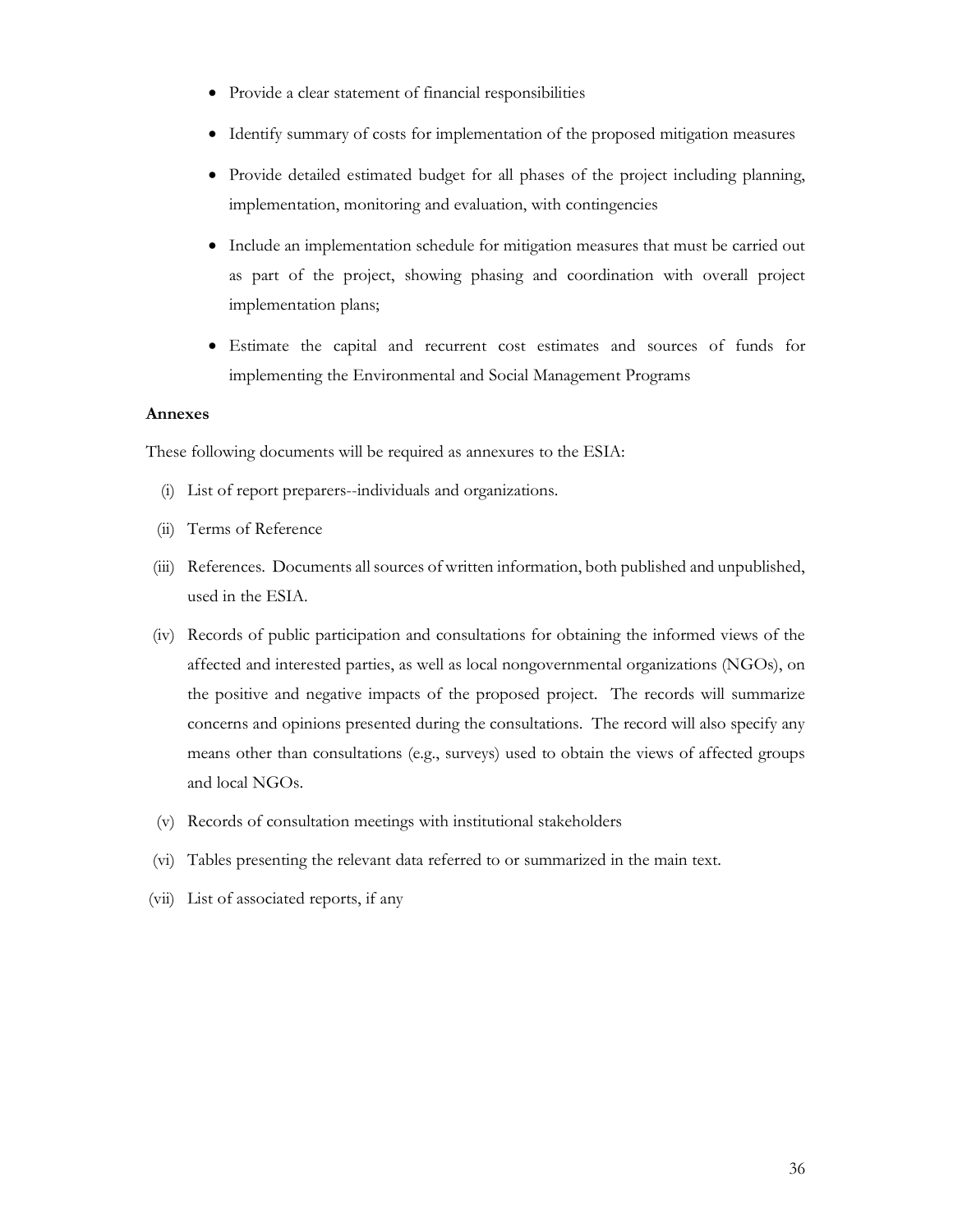- Provide a clear statement of financial responsibilities
- Identify summary of costs for implementation of the proposed mitigation measures
- Provide detailed estimated budget for all phases of the project including planning, implementation, monitoring and evaluation, with contingencies
- Include an implementation schedule for mitigation measures that must be carried out as part of the project, showing phasing and coordination with overall project implementation plans;
- Estimate the capital and recurrent cost estimates and sources of funds for implementing the Environmental and Social Management Programs

**Annexes**

These following documents will be required as annexures to the ESIA:

(i) List of report preparers--individuals and organizations.

(ii) Terms of Reference

(iii) References. Documents all sources of written information, both published and unpublished, used in the ESIA.

(iv) Records of public participation and consultations for obtaining the informed views of the affected and interested parties, as well as local nongovernmental organizations (NGOs), on the positive and negative impacts of the proposed project. The records will summarize concerns and opinions presented during the consultations. The record will also specify any means other than consultations (e.g., surveys) used to obtain the views of affected groups and local NGOs.

(v) Records of consultation meetings with institutional stakeholders

(vi) Tables presenting the relevant data referred to or summarized in the main text.

(vii) List of associated reports, if any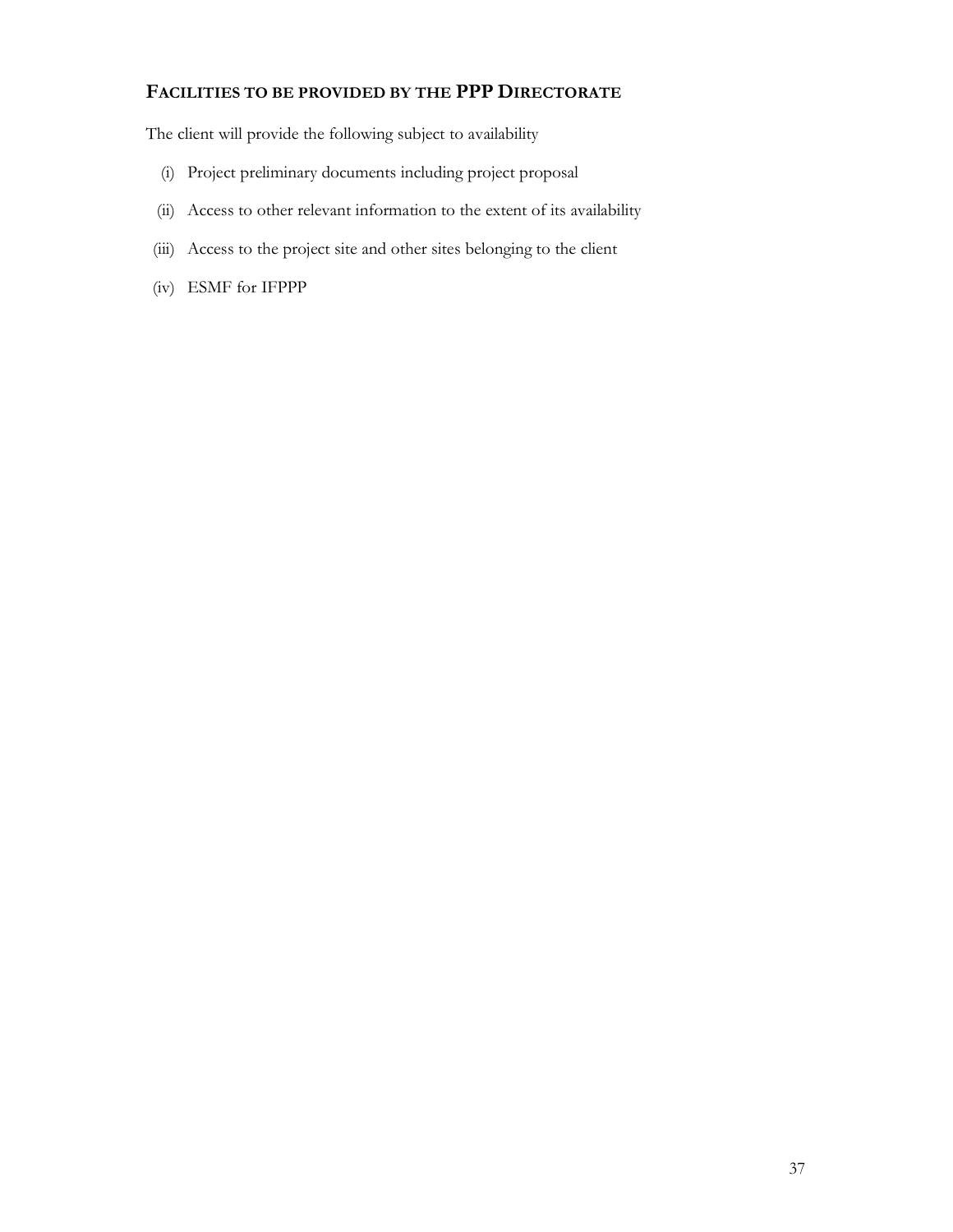## Facilities to be provided by the PPP Directorate

The client will provide the following subject to availability

(i) Project preliminary documents including project proposal

(ii) Access to other relevant information to the extent of its availability

(iii) Access to the project site and other sites belonging to the client

(iv) ESMF for IFPPP